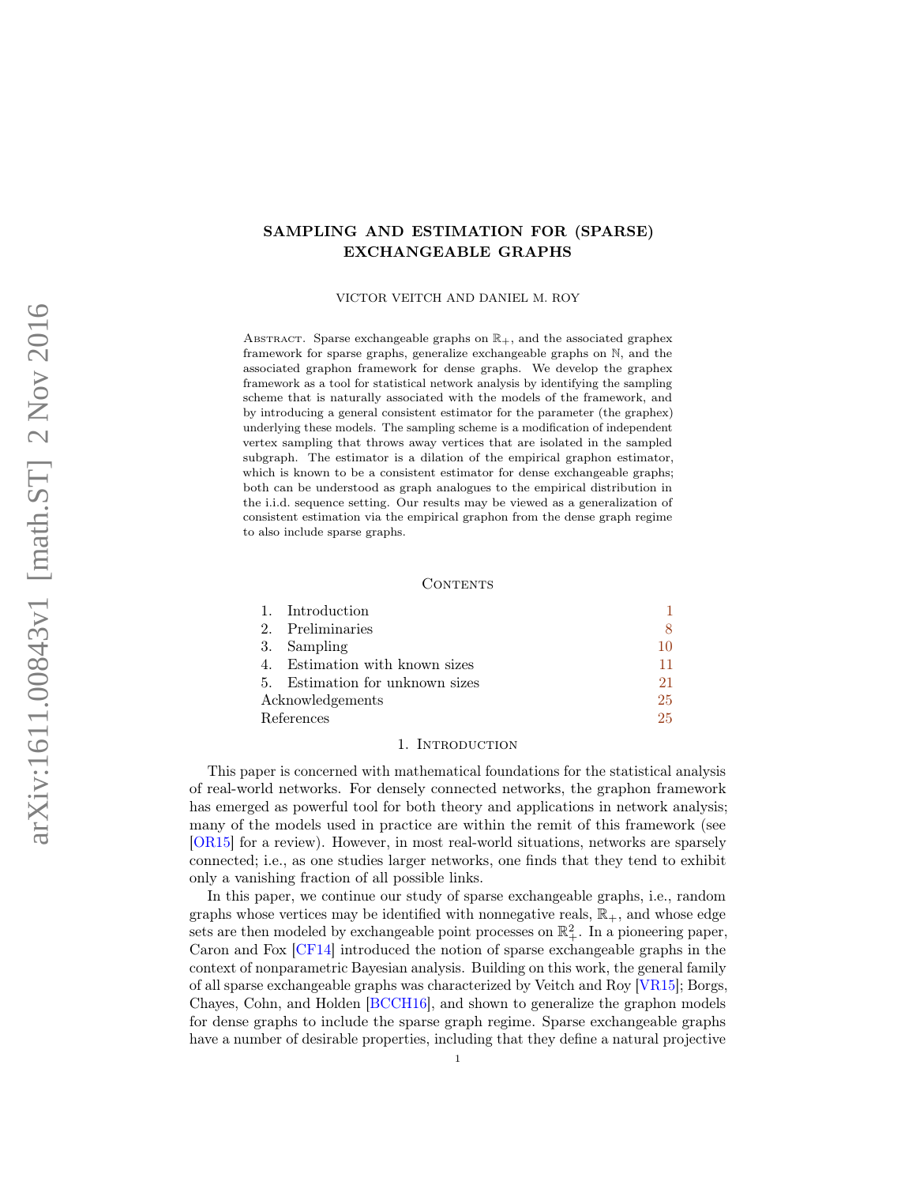# SAMPLING AND ESTIMATION FOR (SPARSE) EXCHANGEABLE GRAPHS

VICTOR VEITCH AND DANIEL M. ROY

Abstract. Sparse exchangeable graphs on $\mathbb{R}_+$, and the associated graphex framework for sparse graphs, generalize exchangeable graphs on $\mathbb{N}$, and the associated graphon framework for dense graphs. We develop the graphex framework as a tool for statistical network analysis by identifying the sampling scheme that is naturally associated with the models of the framework, and by introducing a general consistent estimator for the parameter (the graphex) underlying these models. The sampling scheme is a modification of independent vertex sampling that throws away vertices that are isolated in the sampled subgraph. The estimator is a dilation of the empirical graphon estimator, which is known to be a consistent estimator for dense exchangeable graphs; both can be understood as graph analogues to the empirical distribution in the i.i.d. sequence setting. Our results may be viewed as a generalization of consistent estimation via the empirical graphon from the dense graph regime to also include sparse graphs.

## Contents

| | |
|---|---|
| 1. Introduction | 1 |
| 2. Preliminaries | 8 |
| 3. Sampling | 10 |
| 4. Estimation with known sizes | 11 |
| 5. Estimation for unknown sizes | 21 |
| Acknowledgements | 25 |
| References | 25 |

## 1. Introduction

This paper is concerned with mathematical foundations for the statistical analysis of real-world networks. For densely connected networks, the graphon framework has emerged as powerful tool for both theory and applications in network analysis; many of the models used in practice are within the remit of this framework (see [OR15] for a review). However, in most real-world situations, networks are sparsely connected; i.e., as one studies larger networks, one finds that they tend to exhibit only a vanishing fraction of all possible links.

In this paper, we continue our study of sparse exchangeable graphs, i.e., random graphs whose vertices may be identified with nonnegative reals, $\mathbb{R}_+$, and whose edge sets are then modeled by exchangeable point processes on $\mathbb{R}_+^2$. In a pioneering paper, Caron and Fox [CF14] introduced the notion of sparse exchangeable graphs in the context of nonparametric Bayesian analysis. Building on this work, the general family of all sparse exchangeable graphs was characterized by Veitch and Roy [VR15]; Borgs, Chayes, Cohn, and Holden [BCCH16], and shown to generalize the graphon models for dense graphs to include the sparse graph regime. Sparse exchangeable graphs have a number of desirable properties, including that they define a natural projective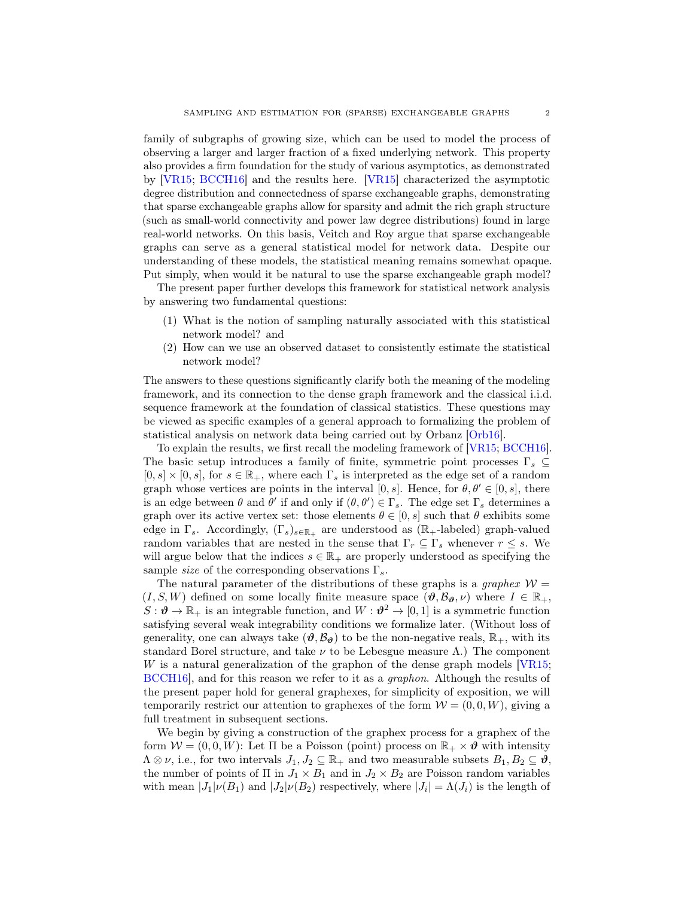family of subgraphs of growing size, which can be used to model the process of observing a larger and larger fraction of a fixed underlying network. This property also provides a firm foundation for the study of various asymptotics, as demonstrated by [VR15; BCCH16] and the results here. [VR15] characterized the asymptotic degree distribution and connectedness of sparse exchangeable graphs, demonstrating that sparse exchangeable graphs allow for sparsity and admit the rich graph structure (such as small-world connectivity and power law degree distributions) found in large real-world networks. On this basis, Veitch and Roy argue that sparse exchangeable graphs can serve as a general statistical model for network data. Despite our understanding of these models, the statistical meaning remains somewhat opaque. Put simply, when would it be natural to use the sparse exchangeable graph model?

The present paper further develops this framework for statistical network analysis by answering two fundamental questions:

(1) What is the notion of sampling naturally associated with this statistical network model? and
(2) How can we use an observed dataset to consistently estimate the statistical network model?

The answers to these questions significantly clarify both the meaning of the modeling framework, and its connection to the dense graph framework and the classical i.i.d. sequence framework at the foundation of classical statistics. These questions may be viewed as specific examples of a general approach to formalizing the problem of statistical analysis on network data being carried out by Orbanz [Orb16].

To explain the results, we first recall the modeling framework of [VR15; BCCH16]. The basic setup introduces a family of finite, symmetric point processes $\Gamma_s \subseteq [0, s] \times [0, s]$, for $s \in \mathbb{R}_+$, where each $\Gamma_s$ is interpreted as the edge set of a random graph whose vertices are points in the interval $[0, s]$. Hence, for $\theta, \theta' \in [0, s]$, there is an edge between $\theta$ and $\theta'$ if and only if $(\theta, \theta') \in \Gamma_s$. The edge set $\Gamma_s$ determines a graph over its active vertex set: those elements $\theta \in [0, s]$ such that $\theta$ exhibits some edge in $\Gamma_s$. Accordingly, $(\Gamma_s)_{s\in\mathbb{R}_+}$ are understood as ($\mathbb{R}_+$-labeled) graph-valued random variables that are nested in the sense that $\Gamma_r \subseteq \Gamma_s$ whenever $r \leq s$. We will argue below that the indices $s \in \mathbb{R}_+$ are properly understood as specifying the sample *size* of the corresponding observations $\Gamma_s$.

The natural parameter of the distributions of these graphs is a *graphex* $\mathcal{W} = (I, S, W)$ defined on some locally finite measure space $(\boldsymbol{\vartheta}, \mathcal{B}_{\boldsymbol{\vartheta}}, \nu)$ where $I \in \mathbb{R}_+$, $S : \boldsymbol{\vartheta} \to \mathbb{R}_+$ is an integrable function, and $W : \boldsymbol{\vartheta}^2 \to [0, 1]$ is a symmetric function satisfying several weak integrability conditions we formalize later. (Without loss of generality, one can always take $(\boldsymbol{\vartheta}, \mathcal{B}_{\boldsymbol{\vartheta}})$ to be the non-negative reals, $\mathbb{R}_+$, with its standard Borel structure, and take $\nu$ to be Lebesgue measure $\Lambda$.) The component $W$ is a natural generalization of the graphon of the dense graph models [VR15; BCCH16], and for this reason we refer to it as a *graphon*. Although the results of the present paper hold for general graphexes, for simplicity of exposition, we will temporarily restrict our attention to graphexes of the form $\mathcal{W} = (0, 0, W)$, giving a full treatment in subsequent sections.

We begin by giving a construction of the graphex process for a graphex of the form $\mathcal{W} = (0, 0, W)$: Let $\Pi$ be a Poisson (point) process on $\mathbb{R}_+ \times \boldsymbol{\vartheta}$ with intensity $\Lambda \otimes \nu$, i.e., for two intervals $J_1, J_2 \subseteq \mathbb{R}_+$ and two measurable subsets $B_1, B_2 \subseteq \boldsymbol{\vartheta}$, the number of points of $\Pi$ in $J_1 \times B_1$ and in $J_2 \times B_2$ are Poisson random variables with mean $|J_1|\nu(B_1)$ and $|J_2|\nu(B_2)$ respectively, where $|J_i| = \Lambda(J_i)$ is the length of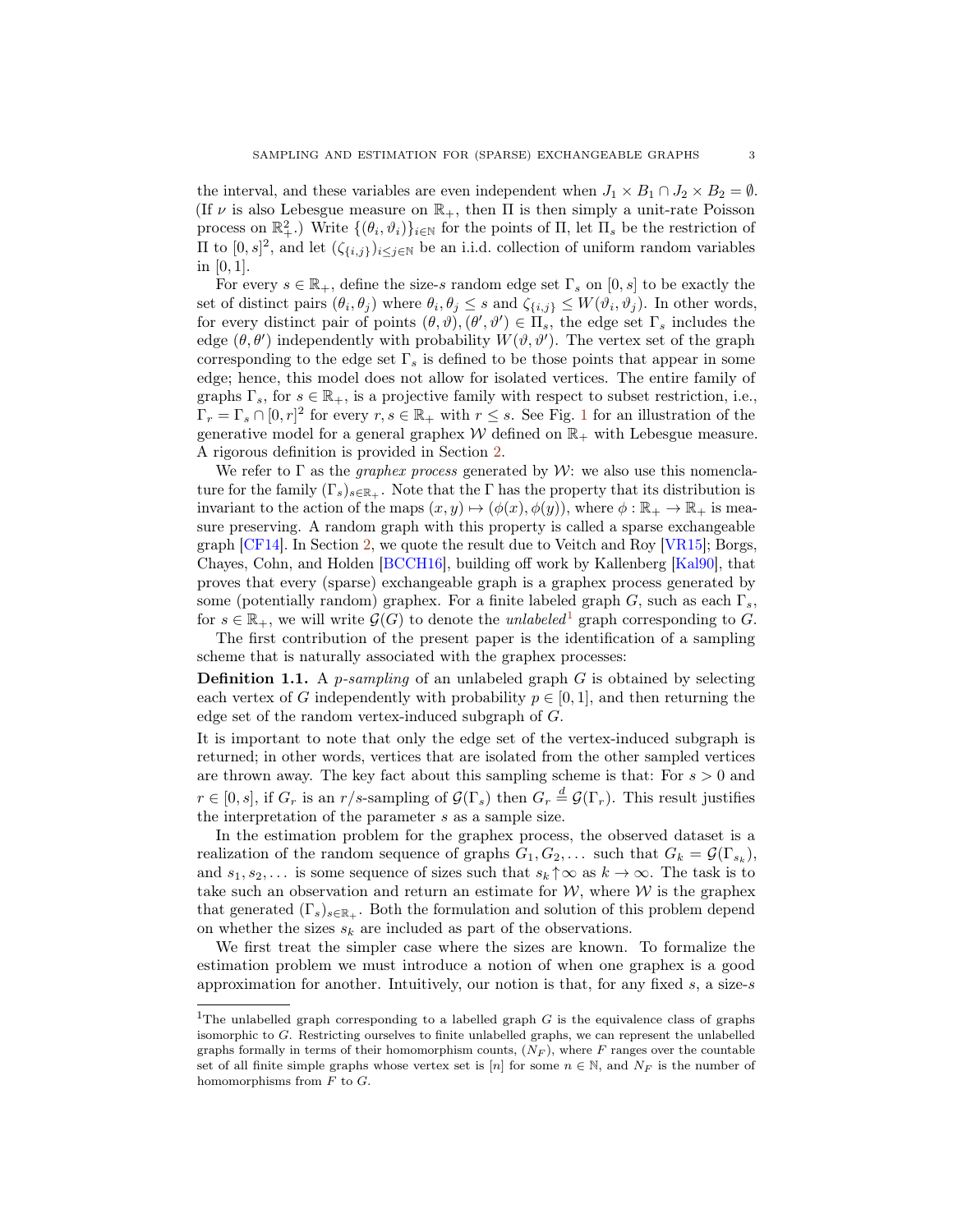the interval, and these variables are even independent when $J_1 \times B_1 \cap J_2 \times B_2 = \emptyset$. (If $\nu$ is also Lebesgue measure on $\mathbb{R}_+$, then $\Pi$ is then simply a unit-rate Poisson process on $\mathbb{R}_+^2$.) Write $\{(\theta_i, \vartheta_i)\}_{i \in \mathbb{N}}$ for the points of $\Pi$, let $\Pi_s$ be the restriction of $\Pi$ to $[0, s]^2$, and let $(\zeta_{\{i,j\}})_{i \leq j \in \mathbb{N}}$ be an i.i.d. collection of uniform random variables in $[0, 1]$.

For every $s \in \mathbb{R}_+$, define the size-$s$ random edge set $\Gamma_s$ on $[0, s]$ to be exactly the set of distinct pairs $(\theta_i, \theta_j)$ where $\theta_i, \theta_j \leq s$ and $\zeta_{\{i,j\}} \leq W(\vartheta_i, \vartheta_j)$. In other words, for every distinct pair of points $(\theta, \vartheta), (\theta', \vartheta') \in \Pi_s$, the edge set $\Gamma_s$ includes the edge $(\theta, \theta')$ independently with probability $W(\vartheta, \vartheta')$. The vertex set of the graph corresponding to the edge set $\Gamma_s$ is defined to be those points that appear in some edge; hence, this model does not allow for isolated vertices. The entire family of graphs $\Gamma_s$, for $s \in \mathbb{R}_+$, is a projective family with respect to subset restriction, i.e., $\Gamma_r = \Gamma_s \cap [0, r]^2$ for every $r, s \in \mathbb{R}_+$ with $r \leq s$. See Fig. 1 for an illustration of the generative model for a general graphex $\mathcal{W}$ defined on $\mathbb{R}_+$ with Lebesgue measure. A rigorous definition is provided in Section 2.

We refer to $\Gamma$ as the *graphex process* generated by $\mathcal{W}$: we also use this nomenclature for the family $(\Gamma_s)_{s \in \mathbb{R}_+}$. Note that the $\Gamma$ has the property that its distribution is invariant to the action of the maps $(x, y) \mapsto (\phi(x), \phi(y))$, where $\phi : \mathbb{R}_+ \to \mathbb{R}_+$ is measure preserving. A random graph with this property is called a sparse exchangeable graph [CF14]. In Section 2, we quote the result due to Veitch and Roy [VR15]; Borgs, Chayes, Cohn, and Holden [BCCH16], building off work by Kallenberg [Kal90], that proves that every (sparse) exchangeable graph is a graphex process generated by some (potentially random) graphex. For a finite labeled graph $G$, such as each $\Gamma_s$, for $s \in \mathbb{R}_+$, we will write $\mathcal{G}(G)$ to denote the *unlabeled*[1] graph corresponding to $G$.

The first contribution of the present paper is the identification of a sampling scheme that is naturally associated with the graphex processes:

**Definition 1.1.** A *p-sampling* of an unlabeled graph $G$ is obtained by selecting each vertex of $G$ independently with probability $p \in [0, 1]$, and then returning the edge set of the random vertex-induced subgraph of $G$.

It is important to note that only the edge set of the vertex-induced subgraph is returned; in other words, vertices that are isolated from the other sampled vertices are thrown away. The key fact about this sampling scheme is that: For $s > 0$ and $r \in [0, s]$, if $G_r$ is an $r/s$-sampling of $\mathcal{G}(\Gamma_s)$ then $G_r \overset{d}{=} \mathcal{G}(\Gamma_r)$. This result justifies the interpretation of the parameter $s$ as a sample size.

In the estimation problem for the graphex process, the observed dataset is a realization of the random sequence of graphs $G_1, G_2, \ldots$ such that $G_k = \mathcal{G}(\Gamma_{s_k})$, and $s_1, s_2, \ldots$ is some sequence of sizes such that $s_k \uparrow \infty$ as $k \to \infty$. The task is to take such an observation and return an estimate for $\mathcal{W}$, where $\mathcal{W}$ is the graphex that generated $(\Gamma_s)_{s \in \mathbb{R}_+}$. Both the formulation and solution of this problem depend on whether the sizes $s_k$ are included as part of the observations.

We first treat the simpler case where the sizes are known. To formalize the estimation problem we must introduce a notion of when one graphex is a good approximation for another. Intuitively, our notion is that, for any fixed $s$, a size-$s$

[1] The unlabelled graph corresponding to a labelled graph $G$ is the equivalence class of graphs isomorphic to $G$. Restricting ourselves to finite unlabelled graphs, we can represent the unlabelled graphs formally in terms of their homomorphism counts, $(N_F)$, where $F$ ranges over the countable set of all finite simple graphs whose vertex set is $[n]$ for some $n \in \mathbb{N}$, and $N_F$ is the number of homomorphisms from $F$ to $G$.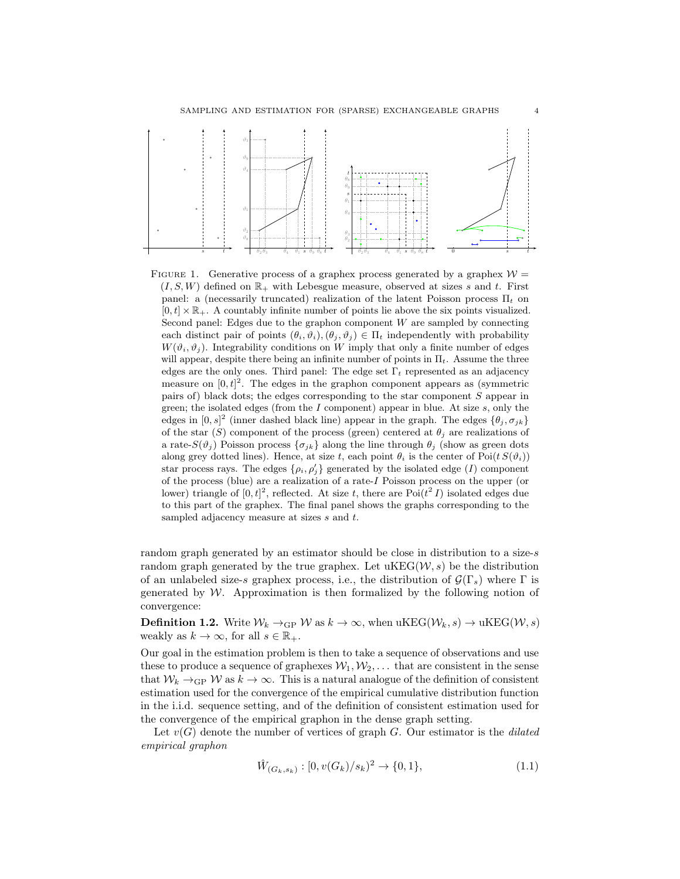FIGURE 1. Generative process of a graphex process generated by a graphex $\mathcal{W} = (I, S, W)$ defined on $\mathbb{R}_+$ with Lebesgue measure, observed at sizes $s$ and $t$. First panel: a (necessarily truncated) realization of the latent Poisson process $\Pi_t$ on $[0, t] \times \mathbb{R}_+$. A countably infinite number of points lie above the six points visualized. Second panel: Edges due to the graphon component $W$ are sampled by connecting each distinct pair of points $(\theta_i, \vartheta_i), (\theta_j, \vartheta_j) \in \Pi_t$ independently with probability $W(\vartheta_i, \vartheta_j)$. Integrability conditions on $W$ imply that only a finite number of edges will appear, despite there being an infinite number of points in $\Pi_t$. Assume the three edges are the only ones. Third panel: The edge set $\Gamma_t$ represented as an adjacency measure on $[0, t]^2$. The edges in the graphon component appears as (symmetric pairs of) black dots; the edges corresponding to the star component $S$ appear in green; the isolated edges (from the $I$ component) appear in blue. At size $s$, only the edges in $[0, s]^2$ (inner dashed black line) appear in the graph. The edges $\{\theta_j, \sigma_{jk}\}$ of the star ($S$) component of the process (green) centered at $\theta_j$ are realizations of a rate-$S(\vartheta_j)$ Poisson process $\{\sigma_{jk}\}$ along the line through $\theta_j$ (show as green dots along grey dotted lines). Hence, at size $t$, each point $\theta_i$ is the center of $\mathrm{Poi}(t\, S(\vartheta_i))$ star process rays. The edges $\{\rho_i, \rho'_j\}$ generated by the isolated edge ($I$) component of the process (blue) are a realization of a rate-$I$ Poisson process on the upper (or lower) triangle of $[0, t]^2$, reflected. At size $t$, there are $\mathrm{Poi}(t^2\, I)$ isolated edges due to this part of the graphex. The final panel shows the graphs corresponding to the sampled adjacency measure at sizes $s$ and $t$.

random graph generated by an estimator should be close in distribution to a size-$s$ random graph generated by the true graphex. Let $\mathrm{uKEG}(\mathcal{W}, s)$ be the distribution of an unlabeled size-$s$ graphex process, i.e., the distribution of $\mathcal{G}(\Gamma_s)$ where $\Gamma$ is generated by $\mathcal{W}$. Approximation is then formalized by the following notion of convergence:

**Definition 1.2.** Write $\mathcal{W}_k \to_{\mathrm{GP}} \mathcal{W}$ as $k \to \infty$, when $\mathrm{uKEG}(\mathcal{W}_k, s) \to \mathrm{uKEG}(\mathcal{W}, s)$ weakly as $k \to \infty$, for all $s \in \mathbb{R}_+$.

Our goal in the estimation problem is then to take a sequence of observations and use these to produce a sequence of graphexes $\mathcal{W}_1, \mathcal{W}_2, \ldots$ that are consistent in the sense that $\mathcal{W}_k \to_{\mathrm{GP}} \mathcal{W}$ as $k \to \infty$. This is a natural analogue of the definition of consistent estimation used for the convergence of the empirical cumulative distribution function in the i.i.d. sequence setting, and of the definition of consistent estimation used for the convergence of the empirical graphon in the dense graph setting.

Let $v(G)$ denote the number of vertices of graph $G$. Our estimator is the *dilated empirical graphon*

$$\hat{W}_{(G_k, s_k)} : [0, v(G_k)/s_k)^2 \to \{0, 1\}, \tag{1.1}$$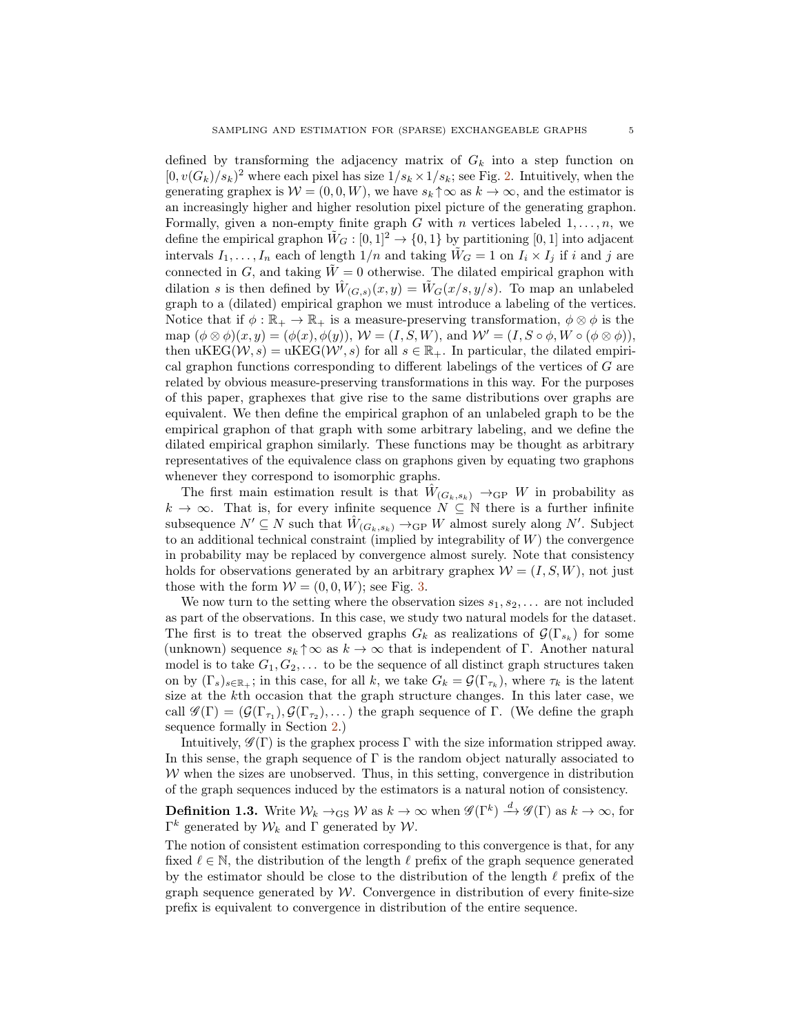defined by transforming the adjacency matrix of $G_k$ into a step function on $[0, v(G_k)/s_k)^2$ where each pixel has size $1/s_k \times 1/s_k$; see Fig. 2. Intuitively, when the generating graphex is $\mathcal{W} = (0, 0, W)$, we have $s_k \uparrow \infty$ as $k \to \infty$, and the estimator is an increasingly higher and higher resolution pixel picture of the generating graphon. Formally, given a non-empty finite graph $G$ with $n$ vertices labeled $1, \dots, n$, we define the empirical graphon $\tilde{W}_G : [0, 1]^2 \to \{0, 1\}$ by partitioning $[0, 1]$ into adjacent intervals $I_1, \dots, I_n$ each of length $1/n$ and taking $\tilde{W}_G = 1$ on $I_i \times I_j$ if $i$ and $j$ are connected in $G$, and taking $\tilde{W} = 0$ otherwise. The dilated empirical graphon with dilation $s$ is then defined by $\hat{W}_{(G,s)}(x, y) = \tilde{W}_G(x/s, y/s)$. To map an unlabeled graph to a (dilated) empirical graphon we must introduce a labeling of the vertices. Notice that if $\phi : \mathbb{R}_+ \to \mathbb{R}_+$ is a measure-preserving transformation, $\phi \otimes \phi$ is the map $(\phi \otimes \phi)(x, y) = (\phi(x), \phi(y))$, $\mathcal{W} = (I, S, W)$, and $\mathcal{W}' = (I, S \circ \phi, W \circ (\phi \otimes \phi))$, then $\mathrm{uKEG}(\mathcal{W}, s) = \mathrm{uKEG}(\mathcal{W}', s)$ for all $s \in \mathbb{R}_+$. In particular, the dilated empirical graphon functions corresponding to different labelings of the vertices of $G$ are related by obvious measure-preserving transformations in this way. For the purposes of this paper, graphexes that give rise to the same distributions over graphs are equivalent. We then define the empirical graphon of an unlabeled graph to be the empirical graphon of that graph with some arbitrary labeling, and we define the dilated empirical graphon similarly. These functions may be thought as arbitrary representatives of the equivalence class on graphons given by equating two graphons whenever they correspond to isomorphic graphs.

The first main estimation result is that $\hat{W}_{(G_k,s_k)} \to_{\mathrm{GP}} W$ in probability as $k \to \infty$. That is, for every infinite sequence $N \subseteq \mathbb{N}$ there is a further infinite subsequence $N' \subseteq N$ such that $\hat{W}_{(G_k,s_k)} \to_{\mathrm{GP}} W$ almost surely along $N'$. Subject to an additional technical constraint (implied by integrability of $W$) the convergence in probability may be replaced by convergence almost surely. Note that consistency holds for observations generated by an arbitrary graphex $\mathcal{W} = (I, S, W)$, not just those with the form $\mathcal{W} = (0, 0, W)$; see Fig. 3.

We now turn to the setting where the observation sizes $s_1, s_2, \dots$ are not included as part of the observations. In this case, we study two natural models for the dataset. The first is to treat the observed graphs $G_k$ as realizations of $\mathcal{G}(\Gamma_{s_k})$ for some (unknown) sequence $s_k \uparrow \infty$ as $k \to \infty$ that is independent of $\Gamma$. Another natural model is to take $G_1, G_2, \dots$ to be the sequence of all distinct graph structures taken on by $(\Gamma_s)_{s \in \mathbb{R}_+}$; in this case, for all $k$, we take $G_k = \mathcal{G}(\Gamma_{\tau_k})$, where $\tau_k$ is the latent size at the $k$th occasion that the graph structure changes. In this later case, we call $\mathscr{G}(\Gamma) = (\mathcal{G}(\Gamma_{\tau_1}), \mathcal{G}(\Gamma_{\tau_2}), \dots)$ the graph sequence of $\Gamma$. (We define the graph sequence formally in Section 2.)

Intuitively, $\mathscr{G}(\Gamma)$ is the graphex process $\Gamma$ with the size information stripped away. In this sense, the graph sequence of $\Gamma$ is the random object naturally associated to $\mathcal{W}$ when the sizes are unobserved. Thus, in this setting, convergence in distribution of the graph sequences induced by the estimators is a natural notion of consistency.

**Definition 1.3.** Write $\mathcal{W}_k \to_{\mathrm{GS}} \mathcal{W}$ as $k \to \infty$ when $\mathscr{G}(\Gamma^k) \xrightarrow{d} \mathscr{G}(\Gamma)$ as $k \to \infty$, for $\Gamma^k$ generated by $\mathcal{W}_k$ and $\Gamma$ generated by $\mathcal{W}$.

The notion of consistent estimation corresponding to this convergence is that, for any fixed $\ell \in \mathbb{N}$, the distribution of the length $\ell$ prefix of the graph sequence generated by the estimator should be close to the distribution of the length $\ell$ prefix of the graph sequence generated by $\mathcal{W}$. Convergence in distribution of every finite-size prefix is equivalent to convergence in distribution of the entire sequence.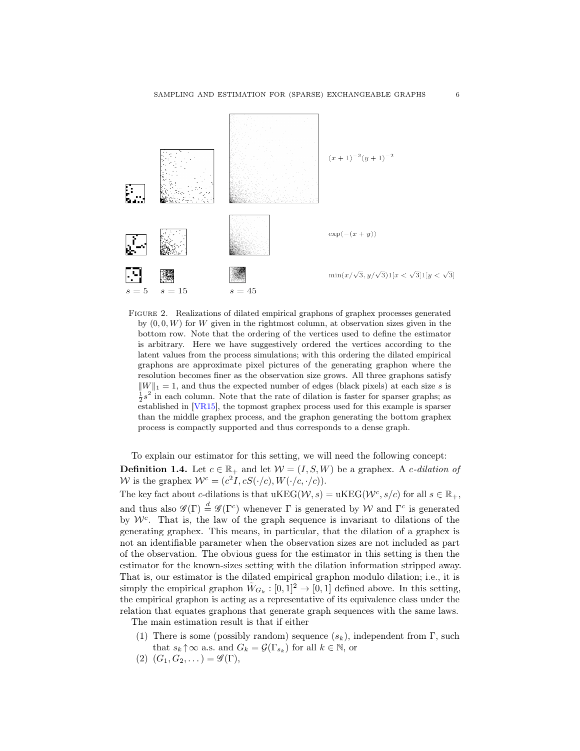$(x+1)^{-2}(y+1)^{-2}$

$\exp(-(x+y))$

$\min(x/\sqrt{3}, y/\sqrt{3})1[x<\sqrt{3}]1[y<\sqrt{3}]$

$s=5$ $s=15$ $s=45$

Figure 2. Realizations of dilated empirical graphons of graphex processes generated by $(0,0,W)$ for $W$ given in the rightmost column, at observation sizes given in the bottom row. Note that the ordering of the vertices used to define the estimator is arbitrary. Here we have suggestively ordered the vertices according to the latent values from the process simulations; with this ordering the dilated empirical graphons are approximate pixel pictures of the generating graphon where the resolution becomes finer as the observation size grows. All three graphons satisfy $\|W\|_1 = 1$, and thus the expected number of edges (black pixels) at each size $s$ is $\frac{1}{2}s^2$ in each column. Note that the rate of dilation is faster for sparser graphs; as established in [VR15], the topmost graphex process used for this example is sparser than the middle graphex process, and the graphon generating the bottom graphex process is compactly supported and thus corresponds to a dense graph.

To explain our estimator for this setting, we will need the following concept:

**Definition 1.4.** Let $c \in \mathbb{R}_+$ and let $\mathcal{W} = (I, S, W)$ be a graphex. A *c-dilation of* $\mathcal{W}$ is the graphex $\mathcal{W}^c = (c^2 I, cS(\cdot/c), W(\cdot/c, \cdot/c))$.

The key fact about $c$-dilations is that $\mathrm{uKEG}(\mathcal{W}, s) = \mathrm{uKEG}(\mathcal{W}^c, s/c)$ for all $s \in \mathbb{R}_+$, and thus also $\mathscr{G}(\Gamma) \overset{d}{=} \mathscr{G}(\Gamma^c)$ whenever $\Gamma$ is generated by $\mathcal{W}$ and $\Gamma^c$ is generated by $\mathcal{W}^c$. That is, the law of the graph sequence is invariant to dilations of the generating graphex. This means, in particular, that the dilation of a graphex is not an identifiable parameter when the observation sizes are not included as part of the observation. The obvious guess for the estimator in this setting is then the estimator for the known-sizes setting with the dilation information stripped away. That is, our estimator is the dilated empirical graphon modulo dilation; i.e., it is simply the empirical graphon $\tilde{W}_{G_k} : [0,1]^2 \to [0,1]$ defined above. In this setting, the empirical graphon is acting as a representative of its equivalence class under the relation that equates graphons that generate graph sequences with the same laws.

The main estimation result is that if either

1. There is some (possibly random) sequence $(s_k)$, independent from $\Gamma$, such that $s_k \uparrow \infty$ a.s. and $G_k = \mathcal{G}(\Gamma_{s_k})$ for all $k \in \mathbb{N}$, or
2. $(G_1, G_2, \dots) = \mathscr{G}(\Gamma)$,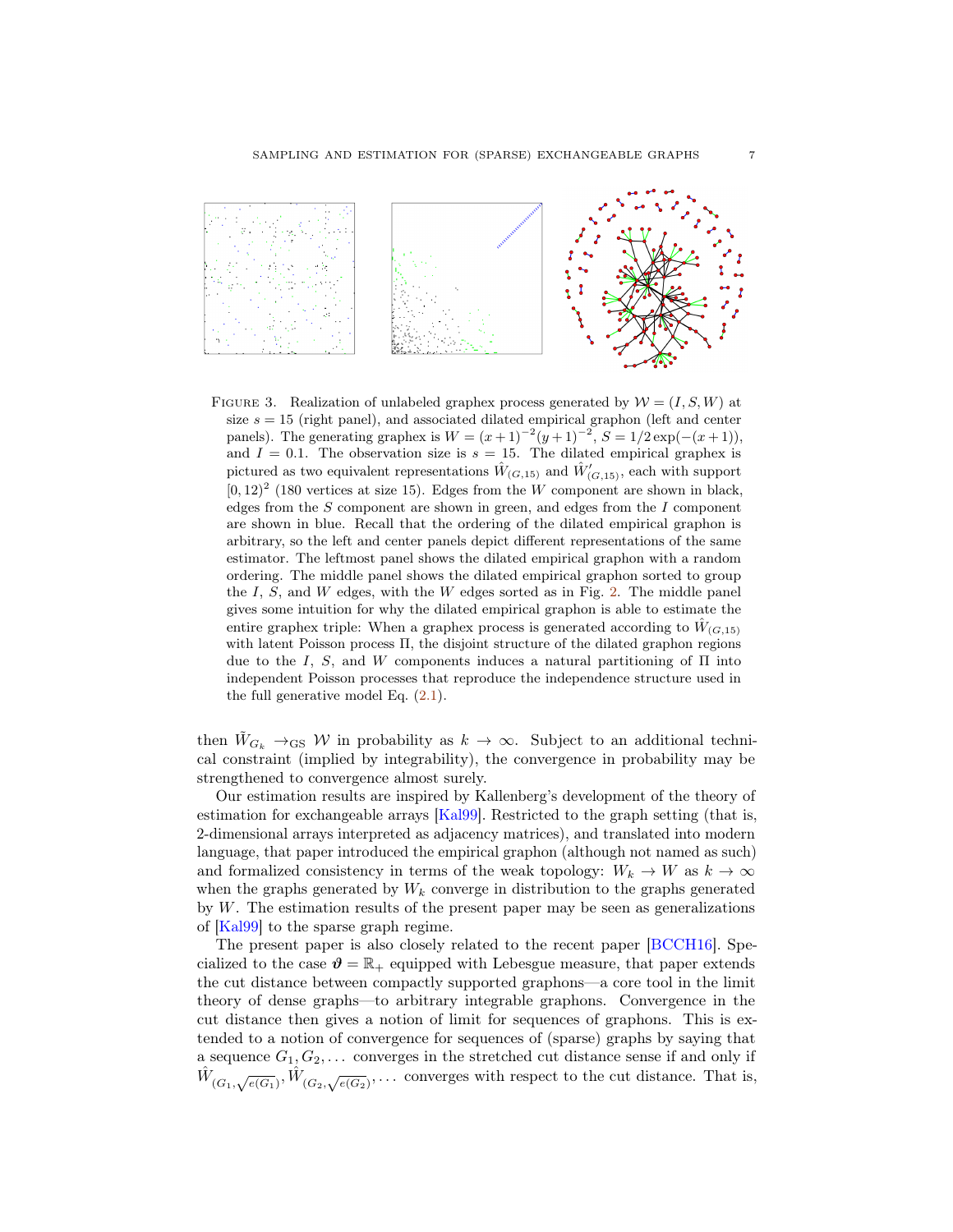FIGURE 3. Realization of unlabeled graphex process generated by $\mathcal{W} = (I, S, W)$ at size $s = 15$ (right panel), and associated dilated empirical graphon (left and center panels). The generating graphex is $W = (x+1)^{-2}(y+1)^{-2}$, $S = 1/2\exp(-(x+1))$, and $I = 0.1$. The observation size is $s = 15$. The dilated empirical graphex is pictured as two equivalent representations $\hat{W}_{(G,15)}$ and $\hat{W}'_{(G,15)}$, each with support $[0, 12)^2$ (180 vertices at size 15). Edges from the $W$ component are shown in black, edges from the $S$ component are shown in green, and edges from the $I$ component are shown in blue. Recall that the ordering of the dilated empirical graphon is arbitrary, so the left and center panels depict different representations of the same estimator. The leftmost panel shows the dilated empirical graphon with a random ordering. The middle panel shows the dilated empirical graphon sorted to group the $I$, $S$, and $W$ edges, with the $W$ edges sorted as in Fig. 2. The middle panel gives some intuition for why the dilated empirical graphon is able to estimate the entire graphex triple: When a graphex process is generated according to $\hat{W}_{(G,15)}$ with latent Poisson process $\Pi$, the disjoint structure of the dilated graphon regions due to the $I$, $S$, and $W$ components induces a natural partitioning of $\Pi$ into independent Poisson processes that reproduce the independence structure used in the full generative model Eq. (2.1).

then $\tilde{W}_{G_k} \to_{\mathrm{GS}} \mathcal{W}$ in probability as $k \to \infty$. Subject to an additional technical constraint (implied by integrability), the convergence in probability may be strengthened to convergence almost surely.

Our estimation results are inspired by Kallenberg's development of the theory of estimation for exchangeable arrays [Kal99]. Restricted to the graph setting (that is, 2-dimensional arrays interpreted as adjacency matrices), and translated into modern language, that paper introduced the empirical graphon (although not named as such) and formalized consistency in terms of the weak topology: $W_k \to W$ as $k \to \infty$ when the graphs generated by $W_k$ converge in distribution to the graphs generated by $W$. The estimation results of the present paper may be seen as generalizations of [Kal99] to the sparse graph regime.

The present paper is also closely related to the recent paper [BCCH16]. Specialized to the case $\boldsymbol{\vartheta} = \mathbb{R}_+$ equipped with Lebesgue measure, that paper extends the cut distance between compactly supported graphons—a core tool in the limit theory of dense graphs—to arbitrary integrable graphons. Convergence in the cut distance then gives a notion of limit for sequences of graphons. This is extended to a notion of convergence for sequences of (sparse) graphs by saying that a sequence $G_1, G_2, \ldots$ converges in the stretched cut distance sense if and only if $\hat{W}_{(G_1,\sqrt{e(G_1)})}, \hat{W}_{(G_2,\sqrt{e(G_2)})}, \ldots$ converges with respect to the cut distance. That is,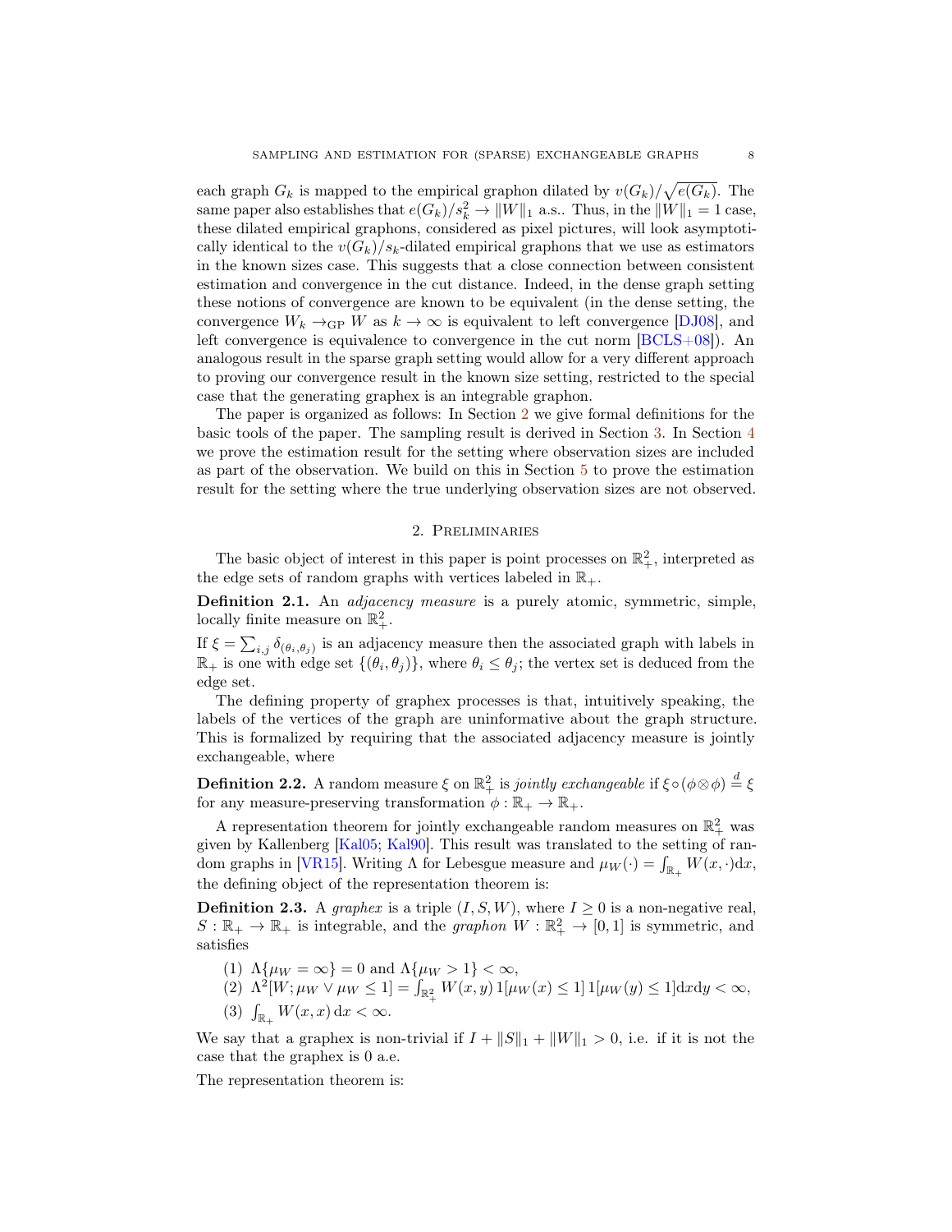each graph $G_k$ is mapped to the empirical graphon dilated by $v(G_k)/\sqrt{e(G_k)}$. The same paper also establishes that $e(G_k)/s_k^2 \to \|W\|_1$ a.s.. Thus, in the $\|W\|_1 = 1$ case, these dilated empirical graphons, considered as pixel pictures, will look asymptotically identical to the $v(G_k)/s_k$-dilated empirical graphons that we use as estimators in the known sizes case. This suggests that a close connection between consistent estimation and convergence in the cut distance. Indeed, in the dense graph setting these notions of convergence are known to be equivalent (in the dense setting, the convergence $W_k \to_{\mathrm{GP}} W$ as $k \to \infty$ is equivalent to left convergence [DJ08], and left convergence is equivalence to convergence in the cut norm [BCLS+08]). An analogous result in the sparse graph setting would allow for a very different approach to proving our convergence result in the known size setting, restricted to the special case that the generating graphex is an integrable graphon.

The paper is organized as follows: In Section 2 we give formal definitions for the basic tools of the paper. The sampling result is derived in Section 3. In Section 4 we prove the estimation result for the setting where observation sizes are included as part of the observation. We build on this in Section 5 to prove the estimation result for the setting where the true underlying observation sizes are not observed.

## 2. Preliminaries

The basic object of interest in this paper is point processes on $\mathbb{R}_+^2$, interpreted as the edge sets of random graphs with vertices labeled in $\mathbb{R}_+$.

**Definition 2.1.** An *adjacency measure* is a purely atomic, symmetric, simple, locally finite measure on $\mathbb{R}_+^2$.

If $\xi = \sum_{i,j} \delta_{(\theta_i, \theta_j)}$ is an adjacency measure then the associated graph with labels in $\mathbb{R}_+$ is one with edge set $\{(\theta_i, \theta_j)\}$, where $\theta_i \leq \theta_j$; the vertex set is deduced from the edge set.

The defining property of graphex processes is that, intuitively speaking, the labels of the vertices of the graph are uninformative about the graph structure. This is formalized by requiring that the associated adjacency measure is jointly exchangeable, where

**Definition 2.2.** A random measure $\xi$ on $\mathbb{R}_+^2$ is *jointly exchangeable* if $\xi \circ (\phi \otimes \phi) \overset{d}{=} \xi$ for any measure-preserving transformation $\phi : \mathbb{R}_+ \to \mathbb{R}_+$.

A representation theorem for jointly exchangeable random measures on $\mathbb{R}_+^2$ was given by Kallenberg [Kal05; Kal90]. This result was translated to the setting of random graphs in [VR15]. Writing $\Lambda$ for Lebesgue measure and $\mu_W(\cdot) = \int_{\mathbb{R}_+} W(x, \cdot)\mathrm{d}x$, the defining object of the representation theorem is:

**Definition 2.3.** A *graphex* is a triple $(I, S, W)$, where $I \geq 0$ is a non-negative real, $S : \mathbb{R}_+ \to \mathbb{R}_+$ is integrable, and the *graphon* $W : \mathbb{R}_+^2 \to [0, 1]$ is symmetric, and satisfies

(1) $\Lambda\{\mu_W = \infty\} = 0$ and $\Lambda\{\mu_W > 1\} < \infty$,
(2) $\Lambda^2[W; \mu_W \vee \mu_W \leq 1] = \int_{\mathbb{R}_+^2} W(x, y)\, 1[\mu_W(x) \leq 1]\, 1[\mu_W(y) \leq 1]\mathrm{d}x\mathrm{d}y < \infty$,
(3) $\int_{\mathbb{R}_+} W(x, x)\, \mathrm{d}x < \infty$.

We say that a graphex is non-trivial if $I + \|S\|_1 + \|W\|_1 > 0$, i.e. if it is not the case that the graphex is 0 a.e.

The representation theorem is: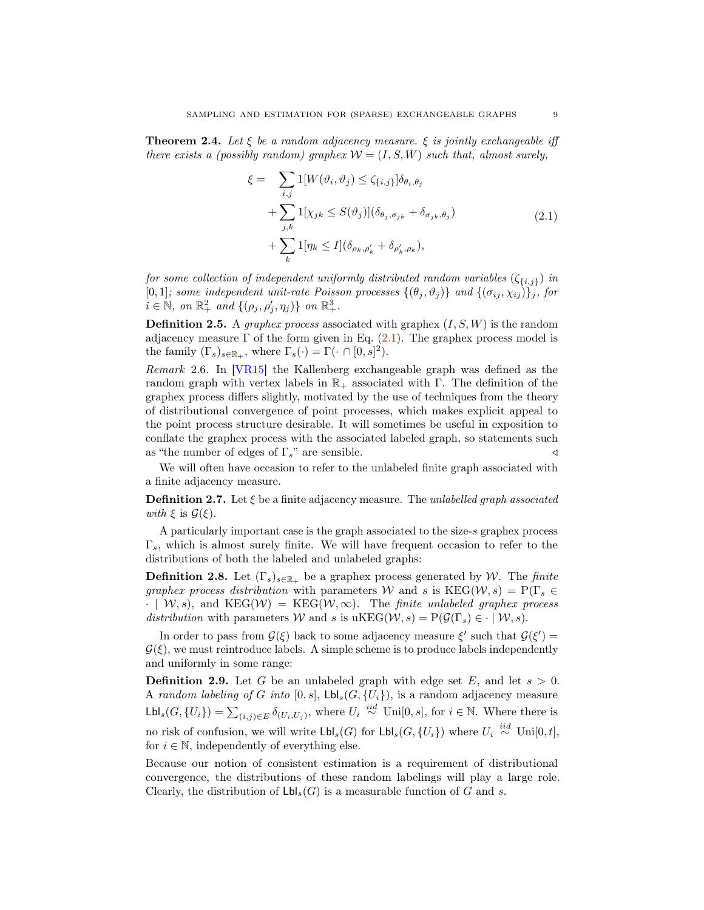**Theorem 2.4.** *Let $\xi$ be a random adjacency measure. $\xi$ is jointly exchangeable iff there exists a (possibly random) graphex $\mathcal{W} = (I, S, W)$ such that, almost surely,*

$$
\begin{aligned}
\xi = \quad & \sum_{i,j} 1[W(\vartheta_i, \vartheta_j) \le \zeta_{\{i,j\}}]\delta_{\theta_i,\theta_j} \\
& + \sum_{j,k} 1[\chi_{jk} \le S(\vartheta_j)](\delta_{\theta_j,\sigma_{jk}} + \delta_{\sigma_{jk},\theta_j}) \\
& + \sum_{k} 1[\eta_k \le I](\delta_{\rho_k,\rho'_k} + \delta_{\rho'_k,\rho_k}),
\end{aligned}
\tag{2.1}
$$

*for some collection of independent uniformly distributed random variables $(\zeta_{\{i,j\}})$ in $[0,1]$; some independent unit-rate Poisson processes $\{(\theta_j, \vartheta_j)\}$ and $\{(\sigma_{ij}, \chi_{ij})\}_j$, for $i \in \mathbb{N}$, on $\mathbb{R}_+^2$ and $\{(\rho_j, \rho'_j, \eta_j)\}$ on $\mathbb{R}_+^3$.*

**Definition 2.5.** A *graphex process* associated with graphex $(I, S, W)$ is the random adjacency measure $\Gamma$ of the form given in Eq. (2.1). The graphex process model is the family $(\Gamma_s)_{s \in \mathbb{R}_+}$, where $\Gamma_s(\cdot) = \Gamma(\cdot \cap [0,s]^2)$.

*Remark* 2.6. In [VR15] the Kallenberg exchangeable graph was defined as the random graph with vertex labels in $\mathbb{R}_+$ associated with $\Gamma$. The definition of the graphex process differs slightly, motivated by the use of techniques from the theory of distributional convergence of point processes, which makes explicit appeal to the point process structure desirable. It will sometimes be useful in exposition to conflate the graphex process with the associated labeled graph, so statements such as "the number of edges of $\Gamma_s$" are sensible. ◁

We will often have occasion to refer to the unlabeled finite graph associated with a finite adjacency measure.

**Definition 2.7.** Let $\xi$ be a finite adjacency measure. The *unlabelled graph associated with* $\xi$ is $\mathcal{G}(\xi)$.

A particularly important case is the graph associated to the size-$s$ graphex process $\Gamma_s$, which is almost surely finite. We will have frequent occasion to refer to the distributions of both the labeled and unlabeled graphs:

**Definition 2.8.** Let $(\Gamma_s)_{s \in \mathbb{R}_+}$ be a graphex process generated by $\mathcal{W}$. The *finite graphex process distribution* with parameters $\mathcal{W}$ and $s$ is $\mathrm{KEG}(\mathcal{W}, s) = \mathrm{P}(\Gamma_s \in \cdot \mid \mathcal{W}, s)$, and $\mathrm{KEG}(\mathcal{W}) = \mathrm{KEG}(\mathcal{W}, \infty)$. The *finite unlabeled graphex process distribution* with parameters $\mathcal{W}$ and $s$ is $\mathrm{uKEG}(\mathcal{W}, s) = \mathrm{P}(\mathcal{G}(\Gamma_s) \in \cdot \mid \mathcal{W}, s)$.

In order to pass from $\mathcal{G}(\xi)$ back to some adjacency measure $\xi'$ such that $\mathcal{G}(\xi') = \mathcal{G}(\xi)$, we must reintroduce labels. A simple scheme is to produce labels independently and uniformly in some range:

**Definition 2.9.** Let $G$ be an unlabeled graph with edge set $E$, and let $s > 0$. A *random labeling of $G$ into* $[0, s]$, $\mathsf{Lbl}_s(G, \{U_i\})$, is a random adjacency measure $\mathsf{Lbl}_s(G, \{U_i\}) = \sum_{(i,j) \in E} \delta_{(U_i, U_j)}$, where $U_i \overset{iid}{\sim} \mathrm{Uni}[0, s]$, for $i \in \mathbb{N}$. Where there is no risk of confusion, we will write $\mathsf{Lbl}_s(G)$ for $\mathsf{Lbl}_s(G, \{U_i\})$ where $U_i \overset{iid}{\sim} \mathrm{Uni}[0, t]$, for $i \in \mathbb{N}$, independently of everything else.

Because our notion of consistent estimation is a requirement of distributional convergence, the distributions of these random labelings will play a large role. Clearly, the distribution of $\mathsf{Lbl}_s(G)$ is a measurable function of $G$ and $s$.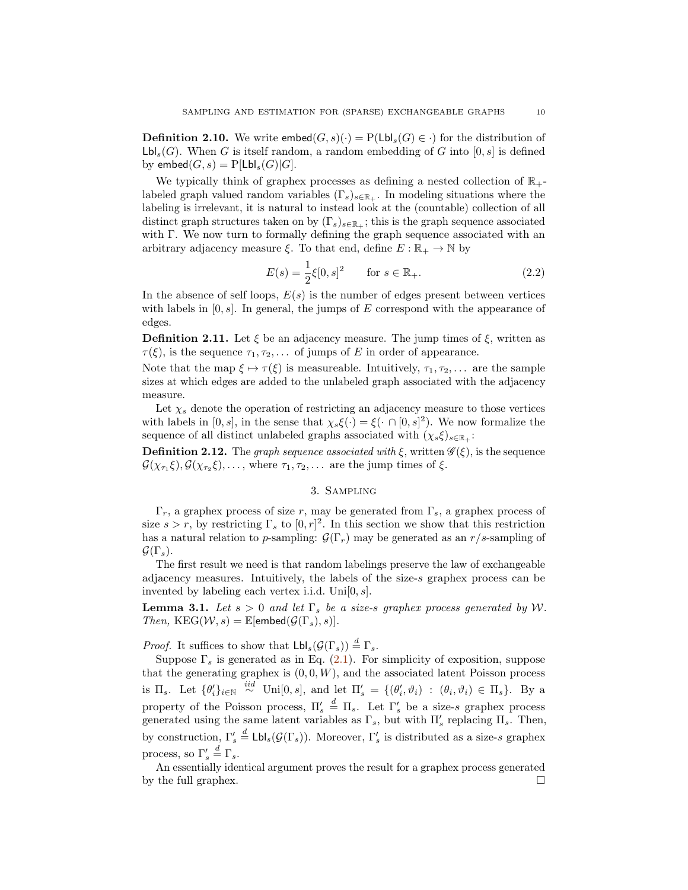**Definition 2.10.** We write $\mathsf{embed}(G, s)(\cdot) = \mathrm{P}(\mathsf{Lbl}_s(G) \in \cdot)$ for the distribution of $\mathsf{Lbl}_s(G)$. When $G$ is itself random, a random embedding of $G$ into $[0, s]$ is defined by $\mathsf{embed}(G, s) = \mathrm{P}[\mathsf{Lbl}_s(G)|G]$.

We typically think of graphex processes as defining a nested collection of $\mathbb{R}_+$-labeled graph valued random variables $(\Gamma_s)_{s\in\mathbb{R}_+}$. In modeling situations where the labeling is irrelevant, it is natural to instead look at the (countable) collection of all distinct graph structures taken on by $(\Gamma_s)_{s\in\mathbb{R}_+}$; this is the graph sequence associated with $\Gamma$. We now turn to formally defining the graph sequence associated with an arbitrary adjacency measure $\xi$. To that end, define $E : \mathbb{R}_+ \to \mathbb{N}$ by

$$E(s) = \frac{1}{2}\xi[0, s]^2 \qquad \text{for } s \in \mathbb{R}_+. \tag{2.2}$$

In the absence of self loops, $E(s)$ is the number of edges present between vertices with labels in $[0, s]$. In general, the jumps of $E$ correspond with the appearance of edges.

**Definition 2.11.** Let $\xi$ be an adjacency measure. The jump times of $\xi$, written as $\tau(\xi)$, is the sequence $\tau_1, \tau_2, \dots$ of jumps of $E$ in order of appearance.

Note that the map $\xi \mapsto \tau(\xi)$ is measureable. Intuitively, $\tau_1, \tau_2, \dots$ are the sample sizes at which edges are added to the unlabeled graph associated with the adjacency measure.

Let $\chi_s$ denote the operation of restricting an adjacency measure to those vertices with labels in $[0, s]$, in the sense that $\chi_s\xi(\cdot) = \xi(\cdot \cap [0, s]^2)$. We now formalize the sequence of all distinct unlabeled graphs associated with $(\chi_s\xi)_{s\in\mathbb{R}_+}$:

**Definition 2.12.** The *graph sequence associated with* $\xi$, written $\mathscr{G}(\xi)$, is the sequence $\mathcal{G}(\chi_{\tau_1}\xi), \mathcal{G}(\chi_{\tau_2}\xi), \dots$, where $\tau_1, \tau_2, \dots$ are the jump times of $\xi$.

## 3. Sampling

$\Gamma_r$, a graphex process of size $r$, may be generated from $\Gamma_s$, a graphex process of size $s > r$, by restricting $\Gamma_s$ to $[0, r]^2$. In this section we show that this restriction has a natural relation to $p$-sampling: $\mathcal{G}(\Gamma_r)$ may be generated as an $r/s$-sampling of $\mathcal{G}(\Gamma_s)$.

The first result we need is that random labelings preserve the law of exchangeable adjacency measures. Intuitively, the labels of the size-$s$ graphex process can be invented by labeling each vertex i.i.d. Uni$[0, s]$.

**Lemma 3.1.** *Let $s > 0$ and let $\Gamma_s$ be a size-$s$ graphex process generated by $\mathcal{W}$. Then,* $\mathrm{KEG}(\mathcal{W}, s) = \mathbb{E}[\mathsf{embed}(\mathcal{G}(\Gamma_s), s)]$.

*Proof.* It suffices to show that $\mathsf{Lbl}_s(\mathcal{G}(\Gamma_s)) \overset{d}{=} \Gamma_s$.

Suppose $\Gamma_s$ is generated as in Eq. (2.1). For simplicity of exposition, suppose that the generating graphex is $(0, 0, W)$, and the associated latent Poisson process is $\Pi_s$. Let $\{\theta'_i\}_{i\in\mathbb{N}} \overset{iid}{\sim} \text{Uni}[0, s]$, and let $\Pi'_s = \{(\theta'_i, \vartheta_i) : (\theta_i, \vartheta_i) \in \Pi_s\}$. By a property of the Poisson process, $\Pi'_s \overset{d}{=} \Pi_s$. Let $\Gamma'_s$ be a size-$s$ graphex process generated using the same latent variables as $\Gamma_s$, but with $\Pi'_s$ replacing $\Pi_s$. Then, by construction, $\Gamma'_s \overset{d}{=} \mathsf{Lbl}_s(\mathcal{G}(\Gamma_s))$. Moreover, $\Gamma'_s$ is distributed as a size-$s$ graphex process, so $\Gamma'_s \overset{d}{=} \Gamma_s$.

An essentially identical argument proves the result for a graphex process generated by the full graphex. $\square$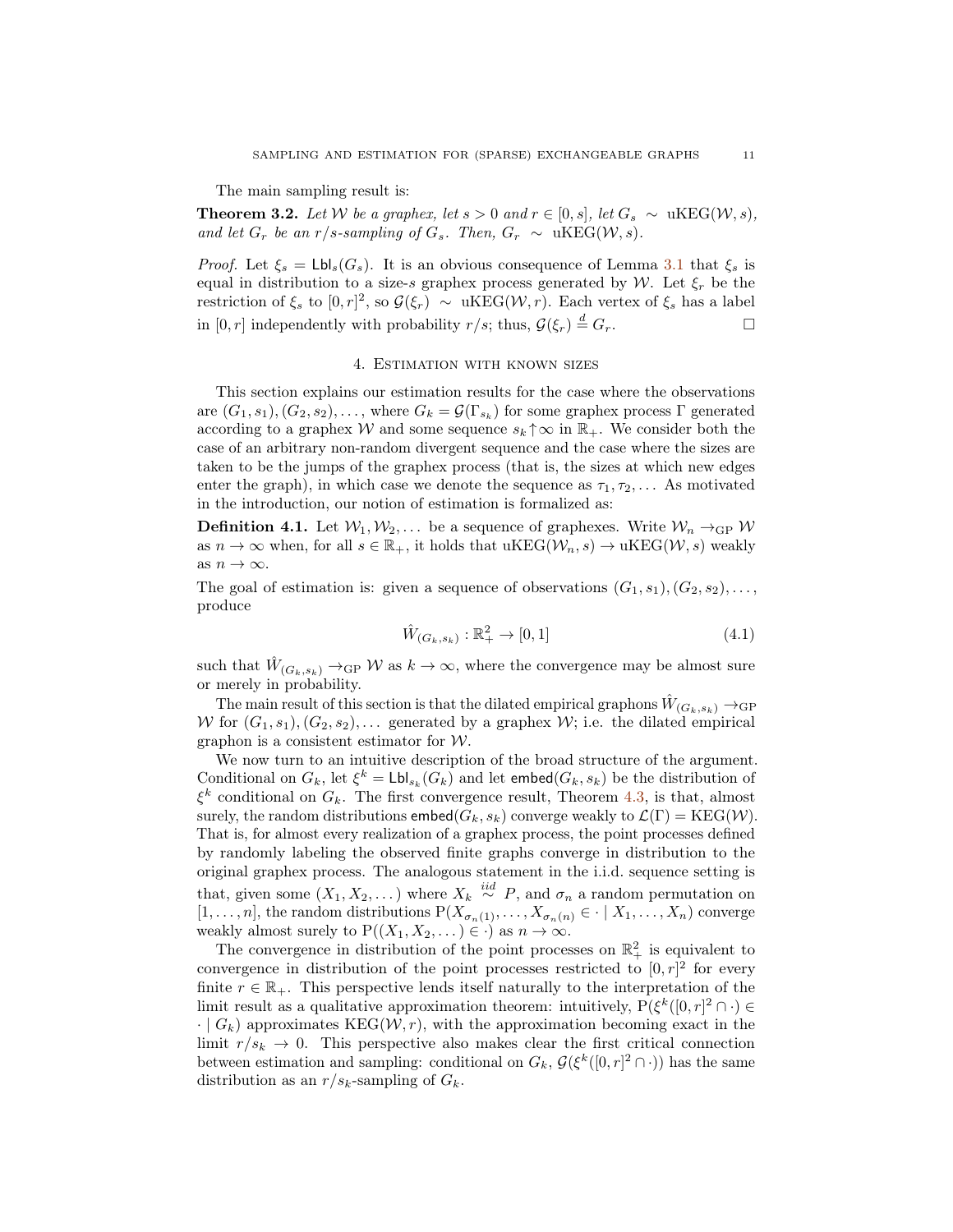The main sampling result is:

**Theorem 3.2.** *Let $\mathcal{W}$ be a graphex, let $s > 0$ and $r \in [0, s]$, let $G_s \sim \text{uKEG}(\mathcal{W}, s)$, and let $G_r$ be an $r/s$-sampling of $G_s$. Then, $G_r \sim \text{uKEG}(\mathcal{W}, s)$.*

*Proof.* Let $\xi_s = \mathsf{Lbl}_s(G_s)$. It is an obvious consequence of Lemma 3.1 that $\xi_s$ is equal in distribution to a size-$s$ graphex process generated by $\mathcal{W}$. Let $\xi_r$ be the restriction of $\xi_s$ to $[0, r]^2$, so $\mathcal{G}(\xi_r) \sim \text{uKEG}(\mathcal{W}, r)$. Each vertex of $\xi_s$ has a label in $[0, r]$ independently with probability $r/s$; thus, $\mathcal{G}(\xi_r) \overset{d}{=} G_r$. □

## 4. Estimation with known sizes

This section explains our estimation results for the case where the observations are $(G_1, s_1), (G_2, s_2), \dots$, where $G_k = \mathcal{G}(\Gamma_{s_k})$ for some graphex process $\Gamma$ generated according to a graphex $\mathcal{W}$ and some sequence $s_k \uparrow \infty$ in $\mathbb{R}_+$. We consider both the case of an arbitrary non-random divergent sequence and the case where the sizes are taken to be the jumps of the graphex process (that is, the sizes at which new edges enter the graph), in which case we denote the sequence as $\tau_1, \tau_2, \dots$ As motivated in the introduction, our notion of estimation is formalized as:

**Definition 4.1.** Let $\mathcal{W}_1, \mathcal{W}_2, \dots$ be a sequence of graphexes. Write $\mathcal{W}_n \to_{\text{GP}} \mathcal{W}$ as $n \to \infty$ when, for all $s \in \mathbb{R}_+$, it holds that $\text{uKEG}(\mathcal{W}_n, s) \to \text{uKEG}(\mathcal{W}, s)$ weakly as $n \to \infty$.

The goal of estimation is: given a sequence of observations $(G_1, s_1), (G_2, s_2), \dots$, produce

$$\hat{W}_{(G_k, s_k)} : \mathbb{R}_+^2 \to [0, 1] \tag{4.1}$$

such that $\hat{W}_{(G_k, s_k)} \to_{\text{GP}} \mathcal{W}$ as $k \to \infty$, where the convergence may be almost sure or merely in probability.

The main result of this section is that the dilated empirical graphons $\hat{W}_{(G_k, s_k)} \to_{\text{GP}} \mathcal{W}$ for $(G_1, s_1), (G_2, s_2), \dots$ generated by a graphex $\mathcal{W}$; i.e. the dilated empirical graphon is a consistent estimator for $\mathcal{W}$.

We now turn to an intuitive description of the broad structure of the argument. Conditional on $G_k$, let $\xi^k = \mathsf{Lbl}_{s_k}(G_k)$ and let $\mathsf{embed}(G_k, s_k)$ be the distribution of $\xi^k$ conditional on $G_k$. The first convergence result, Theorem 4.3, is that, almost surely, the random distributions $\mathsf{embed}(G_k, s_k)$ converge weakly to $\mathcal{L}(\Gamma) = \text{KEG}(\mathcal{W})$. That is, for almost every realization of a graphex process, the point processes defined by randomly labeling the observed finite graphs converge in distribution to the original graphex process. The analogous statement in the i.i.d. sequence setting is that, given some $(X_1, X_2, \dots)$ where $X_k \overset{iid}{\sim} P$, and $\sigma_n$ a random permutation on $[1, \dots, n]$, the random distributions $\mathrm{P}(X_{\sigma_n(1)}, \dots, X_{\sigma_n(n)} \in \cdot \mid X_1, \dots, X_n)$ converge weakly almost surely to $\mathrm{P}((X_1, X_2, \dots) \in \cdot)$ as $n \to \infty$.

The convergence in distribution of the point processes on $\mathbb{R}_+^2$ is equivalent to convergence in distribution of the point processes restricted to $[0, r]^2$ for every finite $r \in \mathbb{R}_+$. This perspective lends itself naturally to the interpretation of the limit result as a qualitative approximation theorem: intuitively, $\mathrm{P}(\xi^k([0, r]^2 \cap \cdot) \in \cdot \mid G_k)$ approximates $\text{KEG}(\mathcal{W}, r)$, with the approximation becoming exact in the limit $r/s_k \to 0$. This perspective also makes clear the first critical connection between estimation and sampling: conditional on $G_k$, $\mathcal{G}(\xi^k([0, r]^2 \cap \cdot))$ has the same distribution as an $r/s_k$-sampling of $G_k$.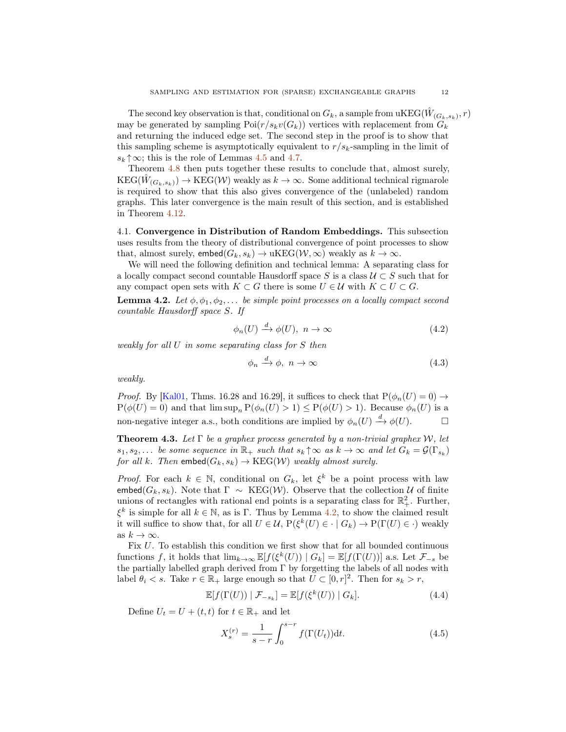The second key observation is that, conditional on $G_k$, a sample from $\mathrm{uKEG}(\hat{W}_{(G_k,s_k)}, r)$ may be generated by sampling $\mathrm{Poi}(r/s_k v(G_k))$ vertices with replacement from $G_k$ and returning the induced edge set. The second step in the proof is to show that this sampling scheme is asymptotically equivalent to $r/s_k$-sampling in the limit of $s_k \uparrow \infty$; this is the role of Lemmas 4.5 and 4.7.

Theorem 4.8 then puts together these results to conclude that, almost surely, $\mathrm{KEG}(\hat{W}_{(G_k,s_k)}) \to \mathrm{KEG}(\mathcal{W})$ weakly as $k \to \infty$. Some additional technical rigmarole is required to show that this also gives convergence of the (unlabeled) random graphs. This later convergence is the main result of this section, and is established in Theorem 4.12.

## 4.1. Convergence in Distribution of Random Embeddings.

This subsection uses results from the theory of distributional convergence of point processes to show that, almost surely, $\mathsf{embed}(G_k, s_k) \to \mathrm{uKEG}(\mathcal{W}, \infty)$ weakly as $k \to \infty$.

We will need the following definition and technical lemma: A separating class for a locally compact second countable Hausdorff space $S$ is a class $\mathcal{U} \subset S$ such that for any compact open sets with $K \subset G$ there is some $U \in \mathcal{U}$ with $K \subset U \subset G$.

**Lemma 4.2.** *Let $\phi, \phi_1, \phi_2, \dots$ be simple point processes on a locally compact second countable Hausdorff space $S$. If*

$$\phi_n(U) \xrightarrow{d} \phi(U),\ n \to \infty \tag{4.2}$$

*weakly for all $U$ in some separating class for $S$ then*

$$\phi_n \xrightarrow{d} \phi,\ n \to \infty \tag{4.3}$$

*weakly.*

*Proof.* By [Kal01, Thms. 16.28 and 16.29], it suffices to check that $\mathrm{P}(\phi_n(U) = 0) \to \mathrm{P}(\phi(U) = 0)$ and that $\limsup_n \mathrm{P}(\phi_n(U) > 1) \leq \mathrm{P}(\phi(U) > 1)$. Because $\phi_n(U)$ is a non-negative integer a.s., both conditions are implied by $\phi_n(U) \xrightarrow{d} \phi(U)$. □

**Theorem 4.3.** *Let $\Gamma$ be a graphex process generated by a non-trivial graphex $\mathcal{W}$, let $s_1, s_2, \dots$ be some sequence in $\mathbb{R}_+$ such that $s_k \uparrow \infty$ as $k \to \infty$ and let $G_k = \mathcal{G}(\Gamma_{s_k})$ for all $k$. Then $\mathsf{embed}(G_k, s_k) \to \mathrm{KEG}(\mathcal{W})$ weakly almost surely.*

*Proof.* For each $k \in \mathbb{N}$, conditional on $G_k$, let $\xi^k$ be a point process with law $\mathsf{embed}(G_k, s_k)$. Note that $\Gamma \sim \mathrm{KEG}(\mathcal{W})$. Observe that the collection $\mathcal{U}$ of finite unions of rectangles with rational end points is a separating class for $\mathbb{R}_+^2$. Further, $\xi^k$ is simple for all $k \in \mathbb{N}$, as is $\Gamma$. Thus by Lemma 4.2, to show the claimed result it will suffice to show that, for all $U \in \mathcal{U}$, $\mathrm{P}(\xi^k(U) \in \cdot \mid G_k) \to \mathrm{P}(\Gamma(U) \in \cdot)$ weakly as $k \to \infty$.

Fix $U$. To establish this condition we first show that for all bounded continuous functions $f$, it holds that $\lim_{k\to\infty} \mathbb{E}[f(\xi^k(U)) \mid G_k] = \mathbb{E}[f(\Gamma(U))]$ a.s. Let $\mathcal{F}_{-s}$ be the partially labelled graph derived from $\Gamma$ by forgetting the labels of all nodes with label $\theta_i < s$. Take $r \in \mathbb{R}_+$ large enough so that $U \subset [0, r]^2$. Then for $s_k > r$,

$$\mathbb{E}[f(\Gamma(U)) \mid \mathcal{F}_{-s_k}] = \mathbb{E}[f(\xi^k(U)) \mid G_k]. \tag{4.4}$$

Define $U_t = U + (t, t)$ for $t \in \mathbb{R}_+$ and let

$$X_s^{(r)} = \frac{1}{s - r} \int_0^{s-r} f(\Gamma(U_t)) \mathrm{d}t. \tag{4.5}$$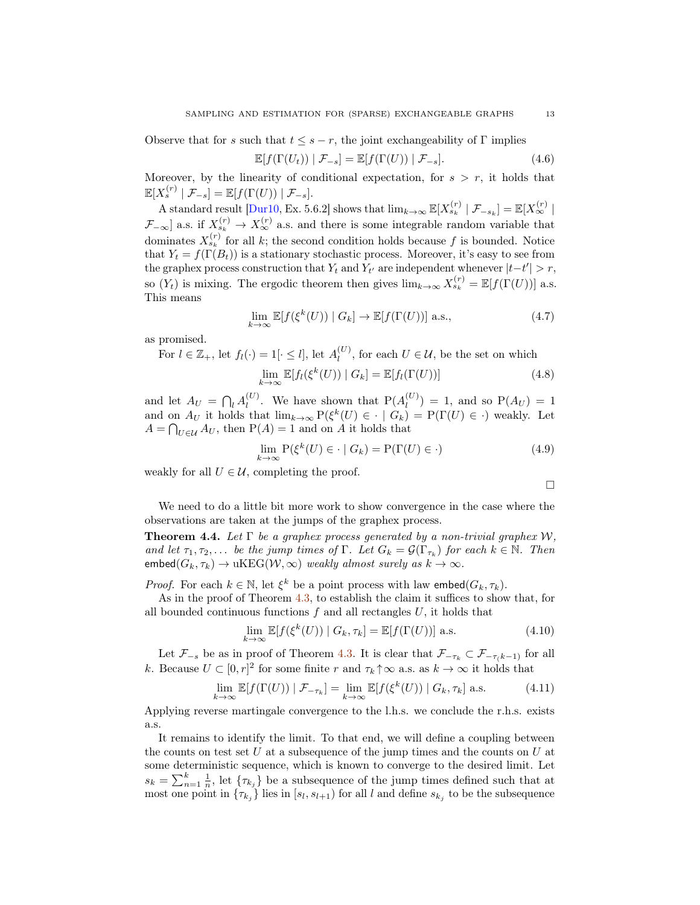Observe that for $s$ such that $t \leq s - r$, the joint exchangeability of $\Gamma$ implies

$$\mathbb{E}[f(\Gamma(U_t)) \mid \mathcal{F}_{-s}] = \mathbb{E}[f(\Gamma(U)) \mid \mathcal{F}_{-s}]. \tag{4.6}$$

Moreover, by the linearity of conditional expectation, for $s > r$, it holds that $\mathbb{E}[X_s^{(r)} \mid \mathcal{F}_{-s}] = \mathbb{E}[f(\Gamma(U)) \mid \mathcal{F}_{-s}]$.

A standard result [Dur10, Ex. 5.6.2] shows that $\lim_{k\to\infty} \mathbb{E}[X_{s_k}^{(r)} \mid \mathcal{F}_{-s_k}] = \mathbb{E}[X_\infty^{(r)} \mid \mathcal{F}_{-\infty}]$ a.s. if $X_{s_k}^{(r)} \to X_\infty^{(r)}$ a.s. and there is some integrable random variable that dominates $X_{s_k}^{(r)}$ for all $k$; the second condition holds because $f$ is bounded. Notice that $Y_t = f(\Gamma(B_t))$ is a stationary stochastic process. Moreover, it's easy to see from the graphex process construction that $Y_t$ and $Y_{t'}$ are independent whenever $|t-t'| > r$, so $(Y_t)$ is mixing. The ergodic theorem then gives $\lim_{k\to\infty} X_{s_k}^{(r)} = \mathbb{E}[f(\Gamma(U))]$ a.s. This means

$$\lim_{k\to\infty} \mathbb{E}[f(\xi^k(U)) \mid G_k] \to \mathbb{E}[f(\Gamma(U))] \text{ a.s.}, \tag{4.7}$$

as promised.

For $l \in \mathbb{Z}_+$, let $f_l(\cdot) = 1[\cdot \leq l]$, let $A_l^{(U)}$, for each $U \in \mathcal{U}$, be the set on which

$$\lim_{k\to\infty} \mathbb{E}[f_l(\xi^k(U)) \mid G_k] = \mathbb{E}[f_l(\Gamma(U))] \tag{4.8}$$

and let $A_U = \bigcap_l A_l^{(U)}$. We have shown that $\mathrm{P}(A_l^{(U)}) = 1$, and so $\mathrm{P}(A_U) = 1$ and on $A_U$ it holds that $\lim_{k\to\infty} \mathrm{P}(\xi^k(U) \in \cdot \mid G_k) = \mathrm{P}(\Gamma(U) \in \cdot)$ weakly. Let $A = \bigcap_{U\in\mathcal{U}} A_U$, then $\mathrm{P}(A) = 1$ and on $A$ it holds that

$$\lim_{k\to\infty} \mathrm{P}(\xi^k(U) \in \cdot \mid G_k) = \mathrm{P}(\Gamma(U) \in \cdot) \tag{4.9}$$

weakly for all $U \in \mathcal{U}$, completing the proof.

□

We need to do a little bit more work to show convergence in the case where the observations are taken at the jumps of the graphex process.

**Theorem 4.4.** *Let $\Gamma$ be a graphex process generated by a non-trivial graphex $\mathcal{W}$, and let $\tau_1, \tau_2, \ldots$ be the jump times of $\Gamma$. Let $G_k = \mathcal{G}(\Gamma_{\tau_k})$ for each $k \in \mathbb{N}$. Then $\mathsf{embed}(G_k, \tau_k) \to \mathrm{uKEG}(\mathcal{W}, \infty)$ weakly almost surely as $k \to \infty$.*

*Proof.* For each $k \in \mathbb{N}$, let $\xi^k$ be a point process with law $\mathsf{embed}(G_k, \tau_k)$.

As in the proof of Theorem 4.3, to establish the claim it suffices to show that, for all bounded continuous functions $f$ and all rectangles $U$, it holds that

$$\lim_{k\to\infty} \mathbb{E}[f(\xi^k(U)) \mid G_k, \tau_k] = \mathbb{E}[f(\Gamma(U))] \text{ a.s.} \tag{4.10}$$

Let $\mathcal{F}_{-s}$ be as in proof of Theorem 4.3. It is clear that $\mathcal{F}_{-\tau_k} \subset \mathcal{F}_{-\tau_(k-1)}$ for all $k$. Because $U \subset [0, r]^2$ for some finite $r$ and $\tau_k \uparrow \infty$ a.s. as $k \to \infty$ it holds that

$$\lim_{k\to\infty} \mathbb{E}[f(\Gamma(U)) \mid \mathcal{F}_{-\tau_k}] = \lim_{k\to\infty} \mathbb{E}[f(\xi^k(U)) \mid G_k, \tau_k] \text{ a.s.} \tag{4.11}$$

Applying reverse martingale convergence to the l.h.s. we conclude the r.h.s. exists a.s.

It remains to identify the limit. To that end, we will define a coupling between the counts on test set $U$ at a subsequence of the jump times and the counts on $U$ at some deterministic sequence, which is known to converge to the desired limit. Let $s_k = \sum_{n=1}^k \frac{1}{n}$, let $\{\tau_{k_j}\}$ be a subsequence of the jump times defined such that at most one point in $\{\tau_{k_j}\}$ lies in $[s_l, s_{l+1})$ for all $l$ and define $s_{k_j}$ to be the subsequence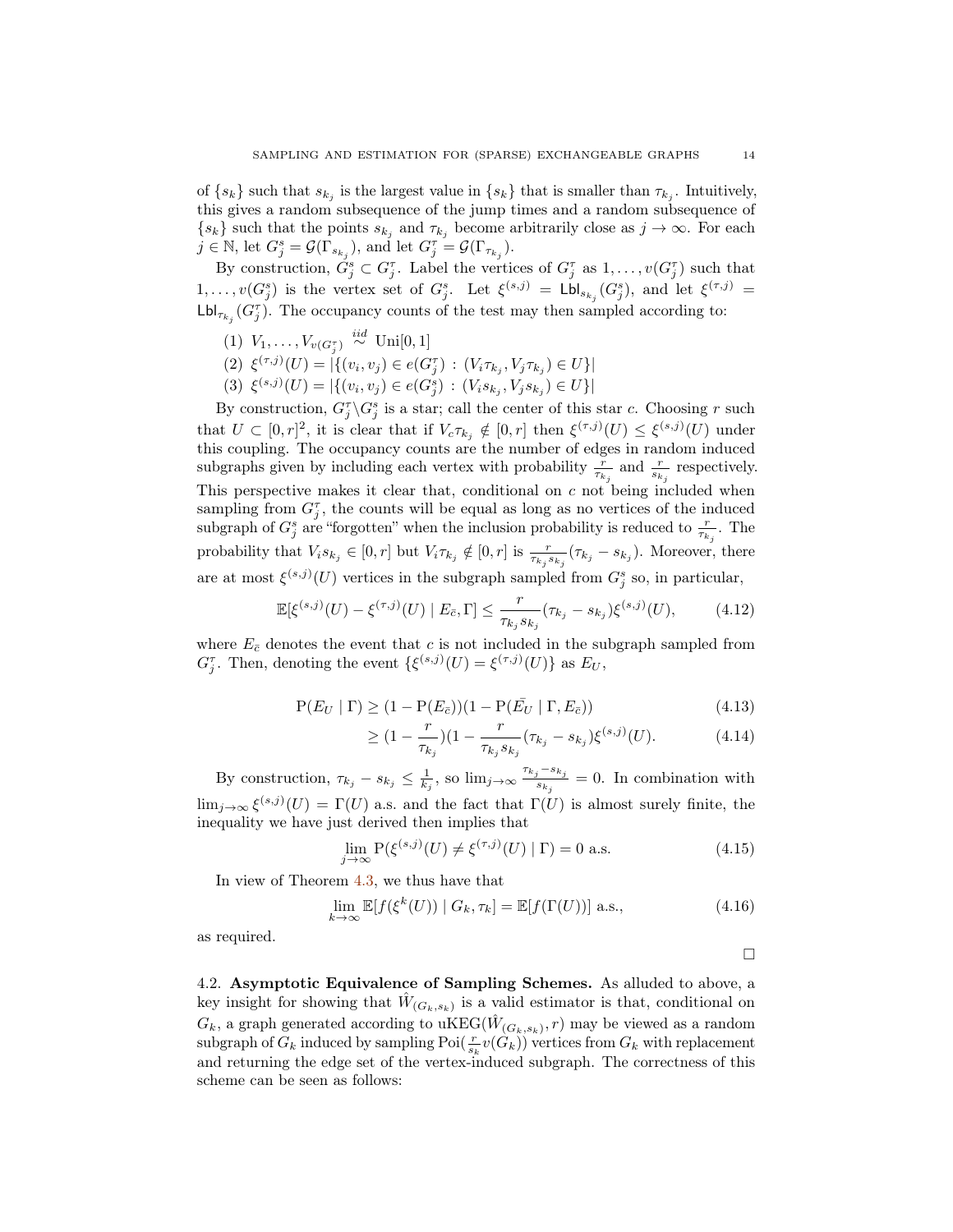of $\{s_k\}$ such that $s_{k_j}$ is the largest value in $\{s_k\}$ that is smaller than $\tau_{k_j}$. Intuitively, this gives a random subsequence of the jump times and a random subsequence of $\{s_k\}$ such that the points $s_{k_j}$ and $\tau_{k_j}$ become arbitrarily close as $j \to \infty$. For each $j \in \mathbb{N}$, let $G_j^s = \mathcal{G}(\Gamma_{s_{k_j}})$, and let $G_j^\tau = \mathcal{G}(\Gamma_{\tau_{k_j}})$.

By construction, $G_j^s \subset G_j^\tau$. Label the vertices of $G_j^\tau$ as $1, \ldots, v(G_j^\tau)$ such that $1, \ldots, v(G_j^s)$ is the vertex set of $G_j^s$. Let $\xi^{(s,j)} = \mathsf{Lbl}_{s_{k_j}}(G_j^s)$, and let $\xi^{(\tau,j)} = \mathsf{Lbl}_{\tau_{k_j}}(G_j^\tau)$. The occupancy counts of the test may then sampled according to:

(1) $V_1, \ldots, V_{v(G_j^\tau)} \overset{iid}{\sim} \mathrm{Uni}[0,1]$
(2) $\xi^{(\tau,j)}(U) = |\{(v_i, v_j) \in e(G_j^\tau) : (V_i \tau_{k_j}, V_j \tau_{k_j}) \in U\}|$
(3) $\xi^{(s,j)}(U) = |\{(v_i, v_j) \in e(G_j^s) : (V_i s_{k_j}, V_j s_{k_j}) \in U\}|$

By construction, $G_j^\tau \backslash G_j^s$ is a star; call the center of this star $c$. Choosing $r$ such that $U \subset [0,r]^2$, it is clear that if $V_c \tau_{k_j} \notin [0,r]$ then $\xi^{(\tau,j)}(U) \leq \xi^{(s,j)}(U)$ under this coupling. The occupancy counts are the number of edges in random induced subgraphs given by including each vertex with probability $\frac{r}{\tau_{k_j}}$ and $\frac{r}{s_{k_j}}$ respectively. This perspective makes it clear that, conditional on $c$ not being included when sampling from $G_j^\tau$, the counts will be equal as long as no vertices of the induced subgraph of $G_j^s$ are "forgotten" when the inclusion probability is reduced to $\frac{r}{\tau_{k_j}}$. The probability that $V_i s_{k_j} \in [0,r]$ but $V_i \tau_{k_j} \notin [0,r]$ is $\frac{r}{\tau_{k_j} s_{k_j}}(\tau_{k_j} - s_{k_j})$. Moreover, there are at most $\xi^{(s,j)}(U)$ vertices in the subgraph sampled from $G_j^s$ so, in particular,

$$\mathbb{E}[\xi^{(s,j)}(U) - \xi^{(\tau,j)}(U) \mid E_{\bar{c}}, \Gamma] \leq \frac{r}{\tau_{k_j} s_{k_j}}(\tau_{k_j} - s_{k_j})\xi^{(s,j)}(U), \tag{4.12}$$

where $E_{\bar{c}}$ denotes the event that $c$ is not included in the subgraph sampled from $G_j^\tau$. Then, denoting the event $\{\xi^{(s,j)}(U) = \xi^{(\tau,j)}(U)\}$ as $E_U$,

$$\mathrm{P}(E_U \mid \Gamma) \geq (1 - \mathrm{P}(E_{\bar{c}}))(1 - \mathrm{P}(\bar{E_U} \mid \Gamma, E_{\bar{c}})) \tag{4.13}$$

$$\geq (1 - \frac{r}{\tau_{k_j}})(1 - \frac{r}{\tau_{k_j} s_{k_j}}(\tau_{k_j} - s_{k_j})\xi^{(s,j)}(U). \tag{4.14}$$

By construction, $\tau_{k_j} - s_{k_j} \leq \frac{1}{k_j}$, so $\lim_{j\to\infty} \frac{\tau_{k_j} - s_{k_j}}{s_{k_j}} = 0$. In combination with $\lim_{j\to\infty} \xi^{(s,j)}(U) = \Gamma(U)$ a.s. and the fact that $\Gamma(U)$ is almost surely finite, the inequality we have just derived then implies that

$$\lim_{j\to\infty} \mathrm{P}(\xi^{(s,j)}(U) \neq \xi^{(\tau,j)}(U) \mid \Gamma) = 0 \text{ a.s.} \tag{4.15}$$

In view of Theorem 4.3, we thus have that

$$\lim_{k\to\infty} \mathbb{E}[f(\xi^k(U)) \mid G_k, \tau_k] = \mathbb{E}[f(\Gamma(U))] \text{ a.s.}, \tag{4.16}$$

as required.

□

4.2. **Asymptotic Equivalence of Sampling Schemes.** As alluded to above, a key insight for showing that $\hat{W}_{(G_k, s_k)}$ is a valid estimator is that, conditional on $G_k$, a graph generated according to $\mathrm{uKEG}(\hat{W}_{(G_k,s_k)}, r)$ may be viewed as a random subgraph of $G_k$ induced by sampling $\mathrm{Poi}(\frac{r}{s_k} v(G_k))$ vertices from $G_k$ with replacement and returning the edge set of the vertex-induced subgraph. The correctness of this scheme can be seen as follows: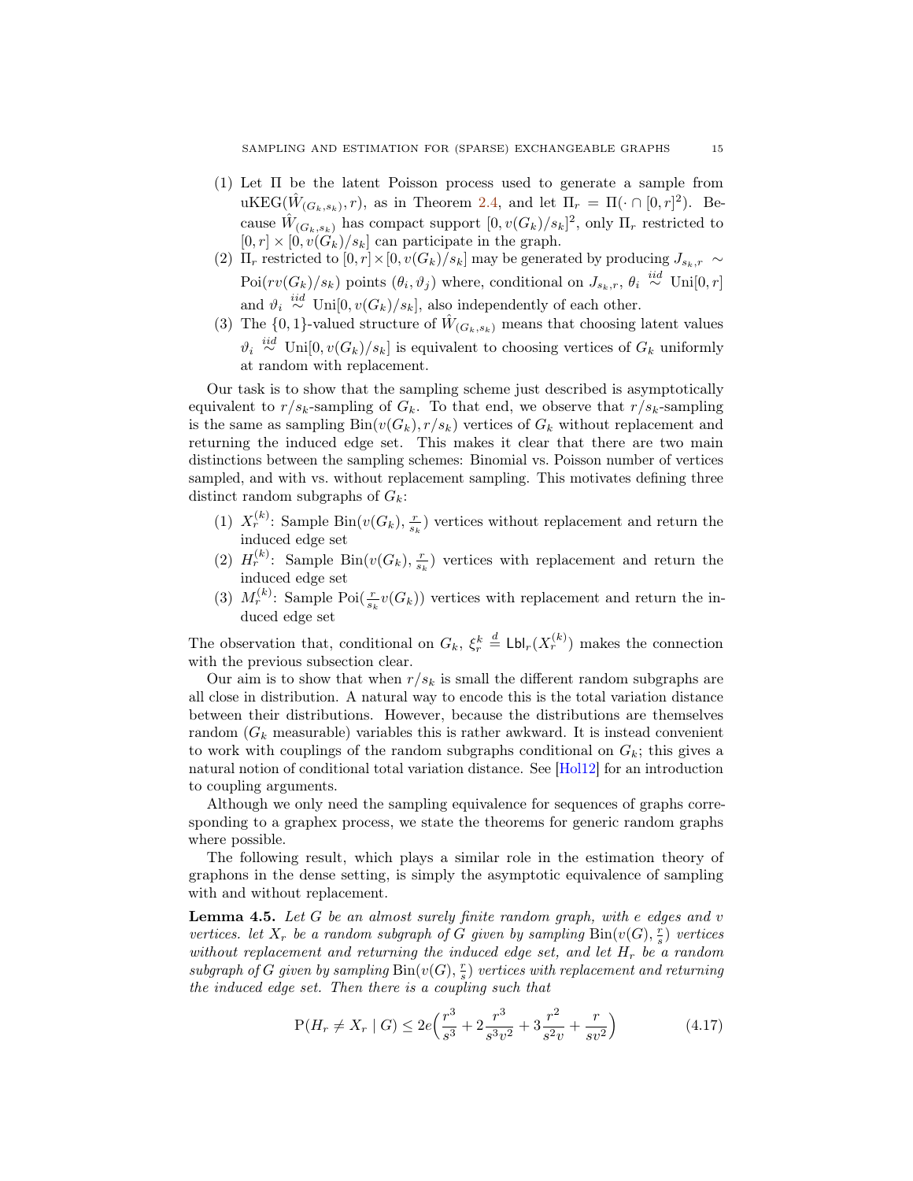(1) Let $\Pi$ be the latent Poisson process used to generate a sample from $\text{uKEG}(\hat{W}_{(G_k,s_k)}, r)$, as in Theorem 2.4, and let $\Pi_r = \Pi(\cdot \cap [0,r]^2)$. Because $\hat{W}_{(G_k,s_k)}$ has compact support $[0, v(G_k)/s_k]^2$, only $\Pi_r$ restricted to $[0,r] \times [0, v(G_k)/s_k]$ can participate in the graph.

(2) $\Pi_r$ restricted to $[0,r] \times [0, v(G_k)/s_k]$ may be generated by producing $J_{s_k,r} \sim \text{Poi}(rv(G_k)/s_k)$ points $(\theta_i, \vartheta_j)$ where, conditional on $J_{s_k,r}$, $\theta_i \overset{iid}{\sim} \text{Uni}[0,r]$ and $\vartheta_i \overset{iid}{\sim} \text{Uni}[0, v(G_k)/s_k]$, also independently of each other.

(3) The $\{0,1\}$-valued structure of $\hat{W}_{(G_k,s_k)}$ means that choosing latent values $\vartheta_i \overset{iid}{\sim} \text{Uni}[0, v(G_k)/s_k]$ is equivalent to choosing vertices of $G_k$ uniformly at random with replacement.

Our task is to show that the sampling scheme just described is asymptotically equivalent to $r/s_k$-sampling of $G_k$. To that end, we observe that $r/s_k$-sampling is the same as sampling $\text{Bin}(v(G_k), r/s_k)$ vertices of $G_k$ without replacement and returning the induced edge set. This makes it clear that there are two main distinctions between the sampling schemes: Binomial vs. Poisson number of vertices sampled, and with vs. without replacement sampling. This motivates defining three distinct random subgraphs of $G_k$:

(1) $X_r^{(k)}$: Sample $\text{Bin}(v(G_k), \frac{r}{s_k})$ vertices without replacement and return the induced edge set

(2) $H_r^{(k)}$: Sample $\text{Bin}(v(G_k), \frac{r}{s_k})$ vertices with replacement and return the induced edge set

(3) $M_r^{(k)}$: Sample $\text{Poi}(\frac{r}{s_k} v(G_k))$ vertices with replacement and return the induced edge set

The observation that, conditional on $G_k$, $\xi_r^k \overset{d}{=} \mathsf{Lbl}_r(X_r^{(k)})$ makes the connection with the previous subsection clear.

Our aim is to show that when $r/s_k$ is small the different random subgraphs are all close in distribution. A natural way to encode this is the total variation distance between their distributions. However, because the distributions are themselves random ($G_k$ measurable) variables this is rather awkward. It is instead convenient to work with couplings of the random subgraphs conditional on $G_k$; this gives a natural notion of conditional total variation distance. See [Hol12] for an introduction to coupling arguments.

Although we only need the sampling equivalence for sequences of graphs corresponding to a graphex process, we state the theorems for generic random graphs where possible.

The following result, which plays a similar role in the estimation theory of graphons in the dense setting, is simply the asymptotic equivalence of sampling with and without replacement.

**Lemma 4.5.** *Let $G$ be an almost surely finite random graph, with $e$ edges and $v$ vertices. let $X_r$ be a random subgraph of $G$ given by sampling $\text{Bin}(v(G), \frac{r}{s})$ vertices without replacement and returning the induced edge set, and let $H_r$ be a random subgraph of $G$ given by sampling $\text{Bin}(v(G), \frac{r}{s})$ vertices with replacement and returning the induced edge set. Then there is a coupling such that*

$$\mathrm{P}(H_r \neq X_r \mid G) \leq 2e\Big(\frac{r^3}{s^3} + 2\frac{r^3}{s^3 v^2} + 3\frac{r^2}{s^2 v} + \frac{r}{s v^2}\Big) \tag{4.17}$$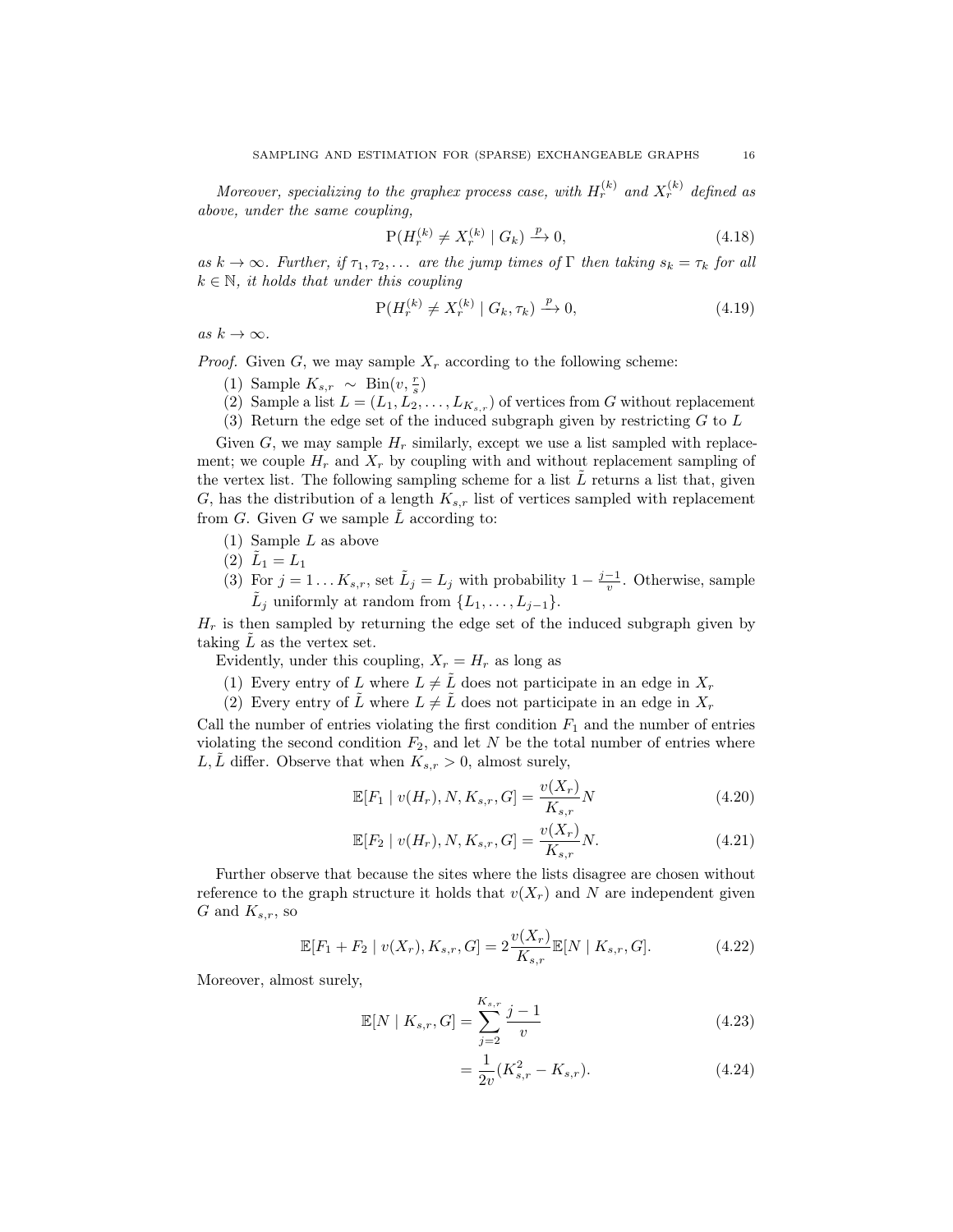*Moreover, specializing to the graphex process case, with $H_r^{(k)}$ and $X_r^{(k)}$ defined as above, under the same coupling,*

$$\mathrm{P}(H_r^{(k)} \neq X_r^{(k)} \mid G_k) \xrightarrow{p} 0, \tag{4.18}$$

*as $k \to \infty$. Further, if $\tau_1, \tau_2, \dots$ are the jump times of $\Gamma$ then taking $s_k = \tau_k$ for all $k \in \mathbb{N}$, it holds that under this coupling*

$$\mathrm{P}(H_r^{(k)} \neq X_r^{(k)} \mid G_k, \tau_k) \xrightarrow{p} 0, \tag{4.19}$$

*as $k \to \infty$.*

*Proof.* Given $G$, we may sample $X_r$ according to the following scheme:

1. Sample $K_{s,r} \sim \mathrm{Bin}(v, \frac{r}{s})$
2. Sample a list $L = (L_1, L_2, \dots, L_{K_{s,r}})$ of vertices from $G$ without replacement
3. Return the edge set of the induced subgraph given by restricting $G$ to $L$

Given $G$, we may sample $H_r$ similarly, except we use a list sampled with replacement; we couple $H_r$ and $X_r$ by coupling with and without replacement sampling of the vertex list. The following sampling scheme for a list $\tilde{L}$ returns a list that, given $G$, has the distribution of a length $K_{s,r}$ list of vertices sampled with replacement from $G$. Given $G$ we sample $\tilde{L}$ according to:

1. Sample $L$ as above
2. $\tilde{L}_1 = L_1$
3. For $j = 1 \dots K_{s,r}$, set $\tilde{L}_j = L_j$ with probability $1 - \frac{j-1}{v}$. Otherwise, sample $\tilde{L}_j$ uniformly at random from $\{L_1, \dots, L_{j-1}\}$.

$H_r$ is then sampled by returning the edge set of the induced subgraph given by taking $\tilde{L}$ as the vertex set.

Evidently, under this coupling, $X_r = H_r$ as long as

1. Every entry of $L$ where $L \neq \tilde{L}$ does not participate in an edge in $X_r$
2. Every entry of $\tilde{L}$ where $L \neq \tilde{L}$ does not participate in an edge in $X_r$

Call the number of entries violating the first condition $F_1$ and the number of entries violating the second condition $F_2$, and let $N$ be the total number of entries where $L, \tilde{L}$ differ. Observe that when $K_{s,r} > 0$, almost surely,

$$\mathbb{E}[F_1 \mid v(H_r), N, K_{s,r}, G] = \frac{v(X_r)}{K_{s,r}} N \tag{4.20}$$

$$\mathbb{E}[F_2 \mid v(H_r), N, K_{s,r}, G] = \frac{v(X_r)}{K_{s,r}} N. \tag{4.21}$$

Further observe that because the sites where the lists disagree are chosen without reference to the graph structure it holds that $v(X_r)$ and $N$ are independent given $G$ and $K_{s,r}$, so

$$\mathbb{E}[F_1 + F_2 \mid v(X_r), K_{s,r}, G] = 2\frac{v(X_r)}{K_{s,r}} \mathbb{E}[N \mid K_{s,r}, G]. \tag{4.22}$$

Moreover, almost surely,

$$\mathbb{E}[N \mid K_{s,r}, G] = \sum_{j=2}^{K_{s,r}} \frac{j-1}{v} \tag{4.23}$$

$$= \frac{1}{2v}(K_{s,r}^2 - K_{s,r}). \tag{4.24}$$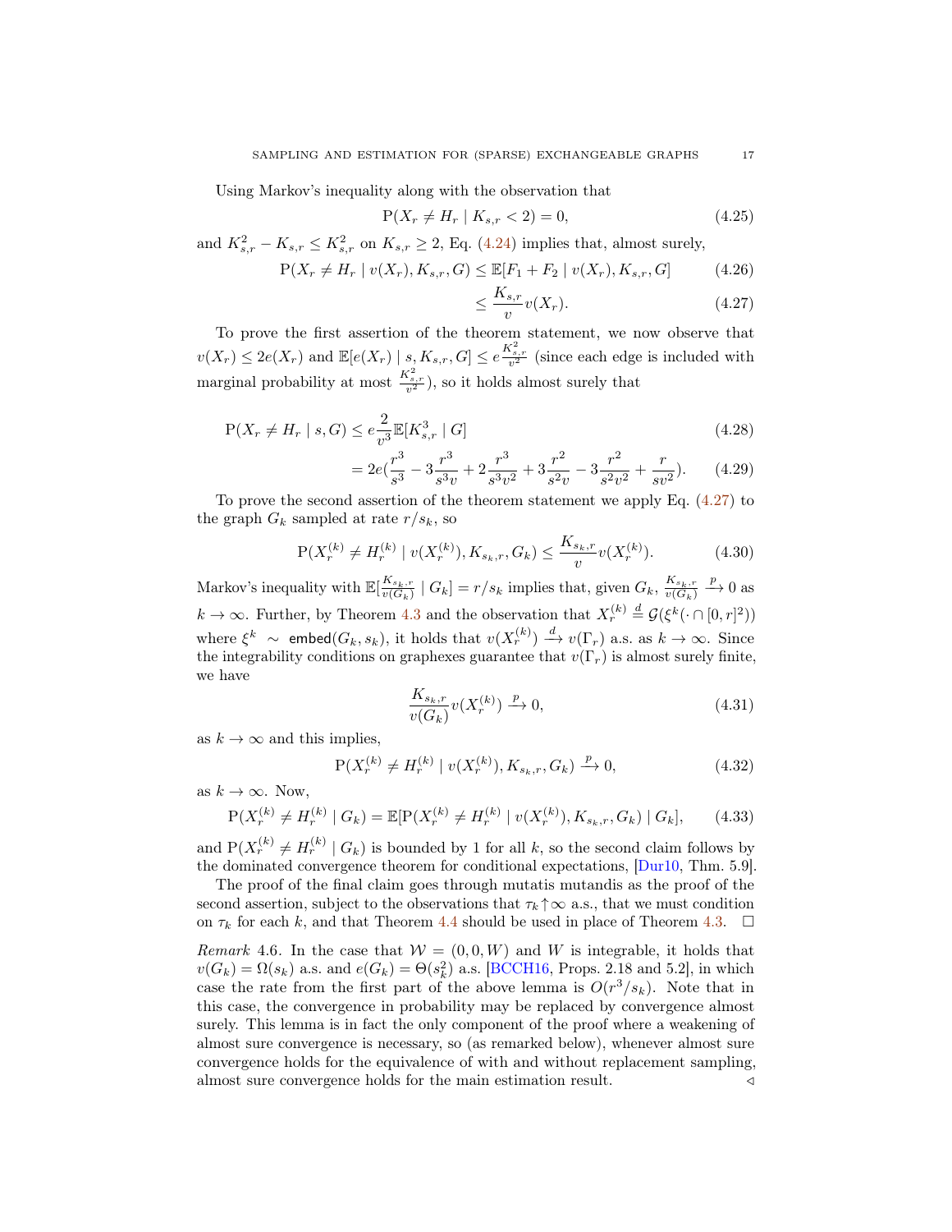Using Markov's inequality along with the observation that

$$\mathrm{P}(X_r \neq H_r \mid K_{s,r} < 2) = 0, \tag{4.25}$$

and $K_{s,r}^2 - K_{s,r} \leq K_{s,r}^2$ on $K_{s,r} \geq 2$, Eq. (4.24) implies that, almost surely,

$$\mathrm{P}(X_r \neq H_r \mid v(X_r), K_{s,r}, G) \leq \mathbb{E}[F_1 + F_2 \mid v(X_r), K_{s,r}, G] \tag{4.26}$$

$$\leq \frac{K_{s,r}}{v} v(X_r). \tag{4.27}$$

To prove the first assertion of the theorem statement, we now observe that $v(X_r) \leq 2e(X_r)$ and $\mathbb{E}[e(X_r) \mid s, K_{s,r}, G] \leq e\frac{K_{s,r}^2}{v^2}$ (since each edge is included with marginal probability at most $\frac{K_{s,r}^2}{v^2}$), so it holds almost surely that

$$\mathrm{P}(X_r \neq H_r \mid s, G) \leq e\frac{2}{v^3}\mathbb{E}[K_{s,r}^3 \mid G] \tag{4.28}$$

$$= 2e\Big(\frac{r^3}{s^3} - 3\frac{r^3}{s^3 v} + 2\frac{r^3}{s^3 v^2} + 3\frac{r^2}{s^2 v} - 3\frac{r^2}{s^2 v^2} + \frac{r}{s v^2}\Big). \tag{4.29}$$

To prove the second assertion of the theorem statement we apply Eq. (4.27) to the graph $G_k$ sampled at rate $r/s_k$, so

$$\mathrm{P}(X_r^{(k)} \neq H_r^{(k)} \mid v(X_r^{(k)}), K_{s_k,r}, G_k) \leq \frac{K_{s_k,r}}{v} v(X_r^{(k)}). \tag{4.30}$$

Markov's inequality with $\mathbb{E}[\frac{K_{s_k,r}}{v(G_k)} \mid G_k] = r/s_k$ implies that, given $G_k$, $\frac{K_{s_k,r}}{v(G_k)} \xrightarrow{p} 0$ as $k \to \infty$. Further, by Theorem 4.3 and the observation that $X_r^{(k)} \overset{d}{=} \mathcal{G}(\xi^k(\cdot \cap [0,r]^2))$ where $\xi^k \sim \mathsf{embed}(G_k, s_k)$, it holds that $v(X_r^{(k)}) \xrightarrow{d} v(\Gamma_r)$ a.s. as $k \to \infty$. Since the integrability conditions on graphexes guarantee that $v(\Gamma_r)$ is almost surely finite, we have

$$\frac{K_{s_k,r}}{v(G_k)} v(X_r^{(k)}) \xrightarrow{p} 0, \tag{4.31}$$

as $k \to \infty$ and this implies,

$$\mathrm{P}(X_r^{(k)} \neq H_r^{(k)} \mid v(X_r^{(k)}), K_{s_k,r}, G_k) \xrightarrow{p} 0, \tag{4.32}$$

as $k \to \infty$. Now,

$$\mathrm{P}(X_r^{(k)} \neq H_r^{(k)} \mid G_k) = \mathbb{E}[\mathrm{P}(X_r^{(k)} \neq H_r^{(k)} \mid v(X_r^{(k)}), K_{s_k,r}, G_k) \mid G_k], \tag{4.33}$$

and $\mathrm{P}(X_r^{(k)} \neq H_r^{(k)} \mid G_k)$ is bounded by 1 for all $k$, so the second claim follows by the dominated convergence theorem for conditional expectations, [Dur10, Thm. 5.9].

The proof of the final claim goes through mutatis mutandis as the proof of the second assertion, subject to the observations that $\tau_k \uparrow \infty$ a.s., that we must condition on $\tau_k$ for each $k$, and that Theorem 4.4 should be used in place of Theorem 4.3. □

*Remark* 4.6. In the case that $\mathcal{W} = (0, 0, W)$ and $W$ is integrable, it holds that $v(G_k) = \Omega(s_k)$ a.s. and $e(G_k) = \Theta(s_k^2)$ a.s. [BCCH16, Props. 2.18 and 5.2], in which case the rate from the first part of the above lemma is $O(r^3/s_k)$. Note that in this case, the convergence in probability may be replaced by convergence almost surely. This lemma is in fact the only component of the proof where a weakening of almost sure convergence is necessary, so (as remarked below), whenever almost sure convergence holds for the equivalence of with and without replacement sampling, almost sure convergence holds for the main estimation result. ◁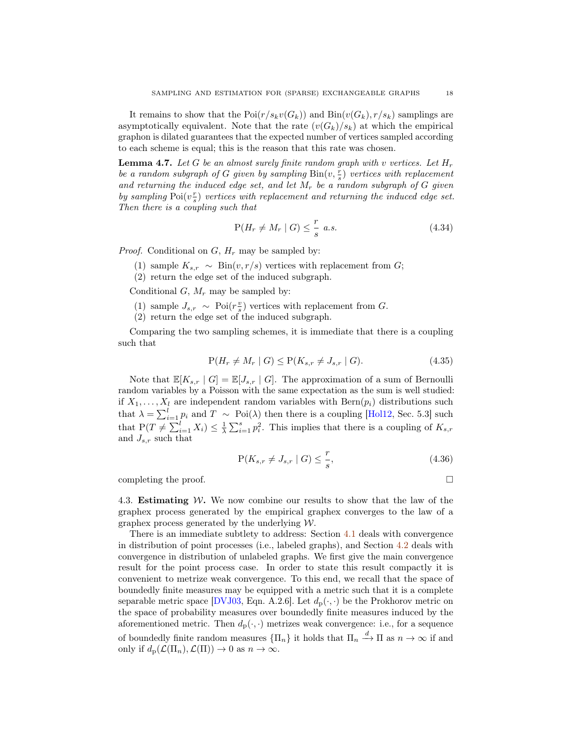It remains to show that the $\mathrm{Poi}(r/s_k v(G_k))$ and $\mathrm{Bin}(v(G_k), r/s_k)$ samplings are asymptotically equivalent. Note that the rate $(v(G_k)/s_k)$ at which the empirical graphon is dilated guarantees that the expected number of vertices sampled according to each scheme is equal; this is the reason that this rate was chosen.

**Lemma 4.7.** *Let $G$ be an almost surely finite random graph with $v$ vertices. Let $H_r$ be a random subgraph of $G$ given by sampling $\mathrm{Bin}(v, \frac{r}{s})$ vertices with replacement and returning the induced edge set, and let $M_r$ be a random subgraph of $G$ given by sampling $\mathrm{Poi}(v\frac{r}{s})$ vertices with replacement and returning the induced edge set. Then there is a coupling such that*

$$\mathrm{P}(H_r \neq M_r \mid G) \leq \frac{r}{s} \text{ a.s.} \tag{4.34}$$

*Proof.* Conditional on $G$, $H_r$ may be sampled by:

1. sample $K_{s,r} \sim \mathrm{Bin}(v, r/s)$ vertices with replacement from $G$;
2. return the edge set of the induced subgraph.

Conditional $G$, $M_r$ may be sampled by:

1. sample $J_{s,r} \sim \mathrm{Poi}(r\frac{v}{s})$ vertices with replacement from $G$.
2. return the edge set of the induced subgraph.

Comparing the two sampling schemes, it is immediate that there is a coupling such that

$$\mathrm{P}(H_r \neq M_r \mid G) \leq \mathrm{P}(K_{s,r} \neq J_{s,r} \mid G). \tag{4.35}$$

Note that $\mathbb{E}[K_{s,r} \mid G] = \mathbb{E}[J_{s,r} \mid G]$. The approximation of a sum of Bernoulli random variables by a Poisson with the same expectation as the sum is well studied: if $X_1, \dots, X_l$ are independent random variables with $\mathrm{Bern}(p_i)$ distributions such that $\lambda = \sum_{i=1}^{l} p_i$ and $T \sim \mathrm{Poi}(\lambda)$ then there is a coupling [Hol12, Sec. 5.3] such that $\mathrm{P}(T \neq \sum_{i=1}^{l} X_i) \leq \frac{1}{\lambda}\sum_{i=1}^{s} p_i^2$. This implies that there is a coupling of $K_{s,r}$ and $J_{s,r}$ such that

$$\mathrm{P}(K_{s,r} \neq J_{s,r} \mid G) \leq \frac{r}{s}, \tag{4.36}$$

completing the proof. □

4.3. **Estimating $\mathcal{W}$.** We now combine our results to show that the law of the graphex process generated by the empirical graphex converges to the law of a graphex process generated by the underlying $\mathcal{W}$.

There is an immediate subtlety to address: Section 4.1 deals with convergence in distribution of point processes (i.e., labeled graphs), and Section 4.2 deals with convergence in distribution of unlabeled graphs. We first give the main convergence result for the point process case. In order to state this result compactly it is convenient to metrize weak convergence. To this end, we recall that the space of boundedly finite measures may be equipped with a metric such that it is a complete separable metric space [DVJ03, Eqn. A.2.6]. Let $d_{\mathrm{p}}(\cdot, \cdot)$ be the Prokhorov metric on the space of probability measures over boundedly finite measures induced by the aforementioned metric. Then $d_{\mathrm{p}}(\cdot, \cdot)$ metrizes weak convergence: i.e., for a sequence of boundedly finite random measures $\{\Pi_n\}$ it holds that $\Pi_n \xrightarrow{d} \Pi$ as $n \to \infty$ if and only if $d_{\mathrm{p}}(\mathcal{L}(\Pi_n), \mathcal{L}(\Pi)) \to 0$ as $n \to \infty$.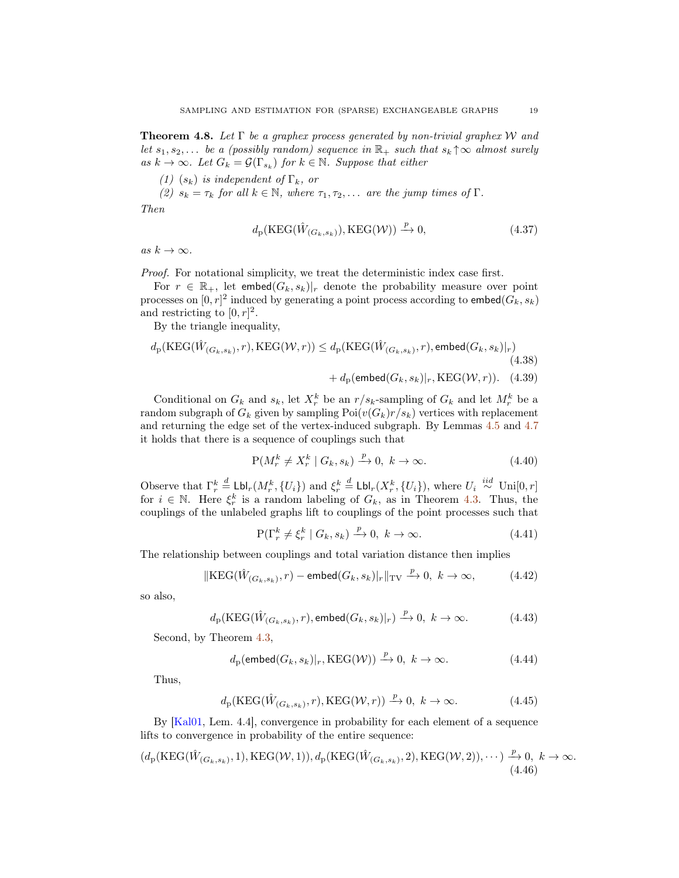**Theorem 4.8.** *Let $\Gamma$ be a graphex process generated by non-trivial graphex $\mathcal{W}$ and let $s_1, s_2, \dots$ be a (possibly random) sequence in $\mathbb{R}_+$ such that $s_k \uparrow \infty$ almost surely as $k \to \infty$. Let $G_k = \mathcal{G}(\Gamma_{s_k})$ for $k \in \mathbb{N}$. Suppose that either*

*(1) $(s_k)$ is independent of $\Gamma_k$, or*

*(2) $s_k = \tau_k$ for all $k \in \mathbb{N}$, where $\tau_1, \tau_2, \dots$ are the jump times of $\Gamma$.*

*Then*

$$d_{\mathrm{p}}(\mathrm{KEG}(\hat{W}_{(G_k,s_k)}), \mathrm{KEG}(\mathcal{W})) \xrightarrow{p} 0, \tag{4.37}$$

*as $k \to \infty$.*

*Proof.* For notational simplicity, we treat the deterministic index case first.

For $r \in \mathbb{R}_+$, let $\mathsf{embed}(G_k, s_k)|_r$ denote the probability measure over point processes on $[0,r]^2$ induced by generating a point process according to $\mathsf{embed}(G_k, s_k)$ and restricting to $[0,r]^2$.

By the triangle inequality,

$$\begin{aligned} d_{\mathrm{p}}(\mathrm{KEG}(\hat{W}_{(G_k,s_k)}, r), \mathrm{KEG}(\mathcal{W}, r)) \leq d_{\mathrm{p}}(\mathrm{KEG}(\hat{W}_{(G_k,s_k)}, r), \mathsf{embed}(G_k, s_k)|_r) \quad &(4.38)\\ + d_{\mathrm{p}}(\mathsf{embed}(G_k, s_k)|_r, \mathrm{KEG}(\mathcal{W}, r)). \quad &(4.39) \end{aligned}$$

Conditional on $G_k$ and $s_k$, let $X_r^k$ be an $r/s_k$-sampling of $G_k$ and let $M_r^k$ be a random subgraph of $G_k$ given by sampling $\mathrm{Poi}(v(G_k)r/s_k)$ vertices with replacement and returning the edge set of the vertex-induced subgraph. By Lemmas 4.5 and 4.7 it holds that there is a sequence of couplings such that

$$\mathrm{P}(M_r^k \neq X_r^k \mid G_k, s_k) \xrightarrow{p} 0, \ k \to \infty. \tag{4.40}$$

Observe that $\Gamma_r^k \overset{d}{=} \mathsf{Lbl}_r(M_r^k, \{U_i\})$ and $\xi_r^k \overset{d}{=} \mathsf{Lbl}_r(X_r^k, \{U_i\})$, where $U_i \overset{iid}{\sim} \mathrm{Uni}[0,r]$ for $i \in \mathbb{N}$. Here $\xi_r^k$ is a random labeling of $G_k$, as in Theorem 4.3. Thus, the couplings of the unlabeled graphs lift to couplings of the point processes such that

$$\mathrm{P}(\Gamma_r^k \neq \xi_r^k \mid G_k, s_k) \xrightarrow{p} 0, \ k \to \infty. \tag{4.41}$$

The relationship between couplings and total variation distance then implies

$$\|\mathrm{KEG}(\hat{W}_{(G_k,s_k)}, r) - \mathsf{embed}(G_k, s_k)|_r\|_{\mathrm{TV}} \xrightarrow{p} 0, \ k \to \infty, \tag{4.42}$$

so also,

$$d_{\mathrm{p}}(\mathrm{KEG}(\hat{W}_{(G_k,s_k)}, r), \mathsf{embed}(G_k, s_k)|_r) \xrightarrow{p} 0, \ k \to \infty. \tag{4.43}$$

Second, by Theorem 4.3,

$$d_{\mathrm{p}}(\mathsf{embed}(G_k, s_k)|_r, \mathrm{KEG}(\mathcal{W})) \xrightarrow{p} 0, \ k \to \infty. \tag{4.44}$$

Thus,

$$d_{\mathrm{p}}(\mathrm{KEG}(\hat{W}_{(G_k,s_k)}, r), \mathrm{KEG}(\mathcal{W}, r)) \xrightarrow{p} 0, \ k \to \infty. \tag{4.45}$$

By [Kal01, Lem. 4.4], convergence in probability for each element of a sequence lifts to convergence in probability of the entire sequence:

$$(d_{\mathrm{p}}(\mathrm{KEG}(\hat{W}_{(G_k,s_k)}, 1), \mathrm{KEG}(\mathcal{W}, 1)), d_{\mathrm{p}}(\mathrm{KEG}(\hat{W}_{(G_k,s_k)}, 2), \mathrm{KEG}(\mathcal{W}, 2)), \cdots) \xrightarrow{p} 0, \ k \to \infty. \tag{4.46}$$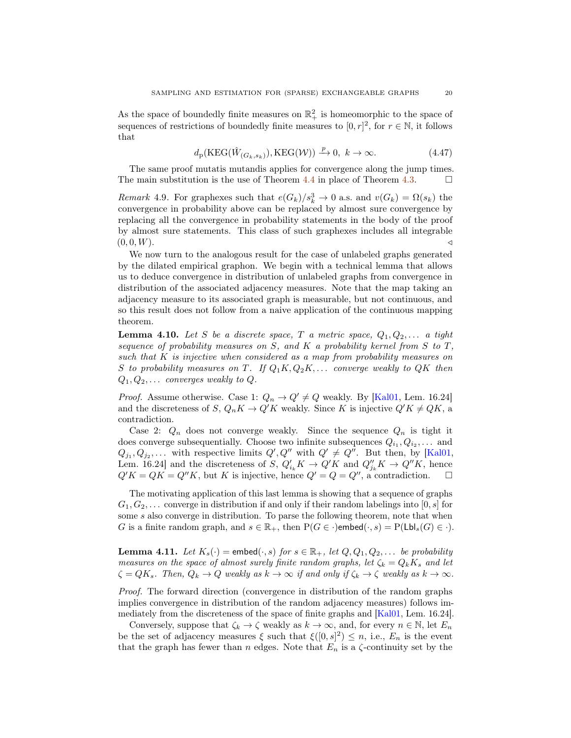As the space of boundedly finite measures on $\mathbb{R}_+^2$ is homeomorphic to the space of sequences of restrictions of boundedly finite measures to $[0,r]^2$, for $r \in \mathbb{N}$, it follows that

$$d_{\mathrm{p}}(\mathrm{KEG}(\hat{W}_{(G_k,s_k)}), \mathrm{KEG}(\mathcal{W})) \xrightarrow{p} 0, \ k \to \infty. \tag{4.47}$$

The same proof mutatis mutandis applies for convergence along the jump times. The main substitution is the use of Theorem 4.4 in place of Theorem 4.3. □

*Remark* 4.9. For graphexes such that $e(G_k)/s_k^3 \to 0$ a.s. and $v(G_k) = \Omega(s_k)$ the convergence in probability above can be replaced by almost sure convergence by replacing all the convergence in probability statements in the body of the proof by almost sure statements. This class of such graphexes includes all integrable $(0, 0, W)$. ◁

We now turn to the analogous result for the case of unlabeled graphs generated by the dilated empirical graphon. We begin with a technical lemma that allows us to deduce convergence in distribution of unlabeled graphs from convergence in distribution of the associated adjacency measures. Note that the map taking an adjacency measure to its associated graph is measurable, but not continuous, and so this result does not follow from a naive application of the continuous mapping theorem.

**Lemma 4.10.** *Let $S$ be a discrete space, $T$ a metric space, $Q_1, Q_2, \dots$ a tight sequence of probability measures on $S$, and $K$ a probability kernel from $S$ to $T$, such that $K$ is injective when considered as a map from probability measures on $S$ to probability measures on $T$. If $Q_1K, Q_2K, \dots$ converge weakly to $QK$ then $Q_1, Q_2, \dots$ converges weakly to $Q$.*

*Proof.* Assume otherwise. Case 1: $Q_n \to Q' \neq Q$ weakly. By [Kal01, Lem. 16.24] and the discreteness of $S$, $Q_nK \to Q'K$ weakly. Since $K$ is injective $Q'K \neq QK$, a contradiction.

Case 2: $Q_n$ does not converge weakly. Since the sequence $Q_n$ is tight it does converge subsequentially. Choose two infinite subsequences $Q_{i_1}, Q_{i_2}, \dots$ and $Q_{j_1}, Q_{j_2}, \dots$ with respective limits $Q', Q''$ with $Q' \neq Q''$. But then, by [Kal01, Lem. 16.24] and the discreteness of $S$, $Q'_{i_k}K \to Q'K$ and $Q''_{j_k}K \to Q''K$, hence $Q'K = QK = Q''K$, but $K$ is injective, hence $Q' = Q = Q''$, a contradiction. □

The motivating application of this last lemma is showing that a sequence of graphs $G_1, G_2, \dots$ converge in distribution if and only if their random labelings into $[0,s]$ for some $s$ also converge in distribution. To parse the following theorem, note that when $G$ is a finite random graph, and $s \in \mathbb{R}_+$, then $\mathrm{P}(G \in \cdot)\mathsf{embed}(\cdot, s) = \mathrm{P}(\mathsf{Lbl}_s(G) \in \cdot)$.

**Lemma 4.11.** *Let $K_s(\cdot) = \mathsf{embed}(\cdot, s)$ for $s \in \mathbb{R}_+$, let $Q, Q_1, Q_2, \dots$ be probability measures on the space of almost surely finite random graphs, let $\zeta_k = Q_kK_s$ and let $\zeta = QK_s$. Then, $Q_k \to Q$ weakly as $k \to \infty$ if and only if $\zeta_k \to \zeta$ weakly as $k \to \infty$.*

*Proof.* The forward direction (convergence in distribution of the random graphs implies convergence in distribution of the random adjacency measures) follows immediately from the discreteness of the space of finite graphs and [Kal01, Lem. 16.24].

Conversely, suppose that $\zeta_k \to \zeta$ weakly as $k \to \infty$, and, for every $n \in \mathbb{N}$, let $E_n$ be the set of adjacency measures $\xi$ such that $\xi([0,s]^2) \leq n$, i.e., $E_n$ is the event that the graph has fewer than $n$ edges. Note that $E_n$ is a $\zeta$-continuity set by the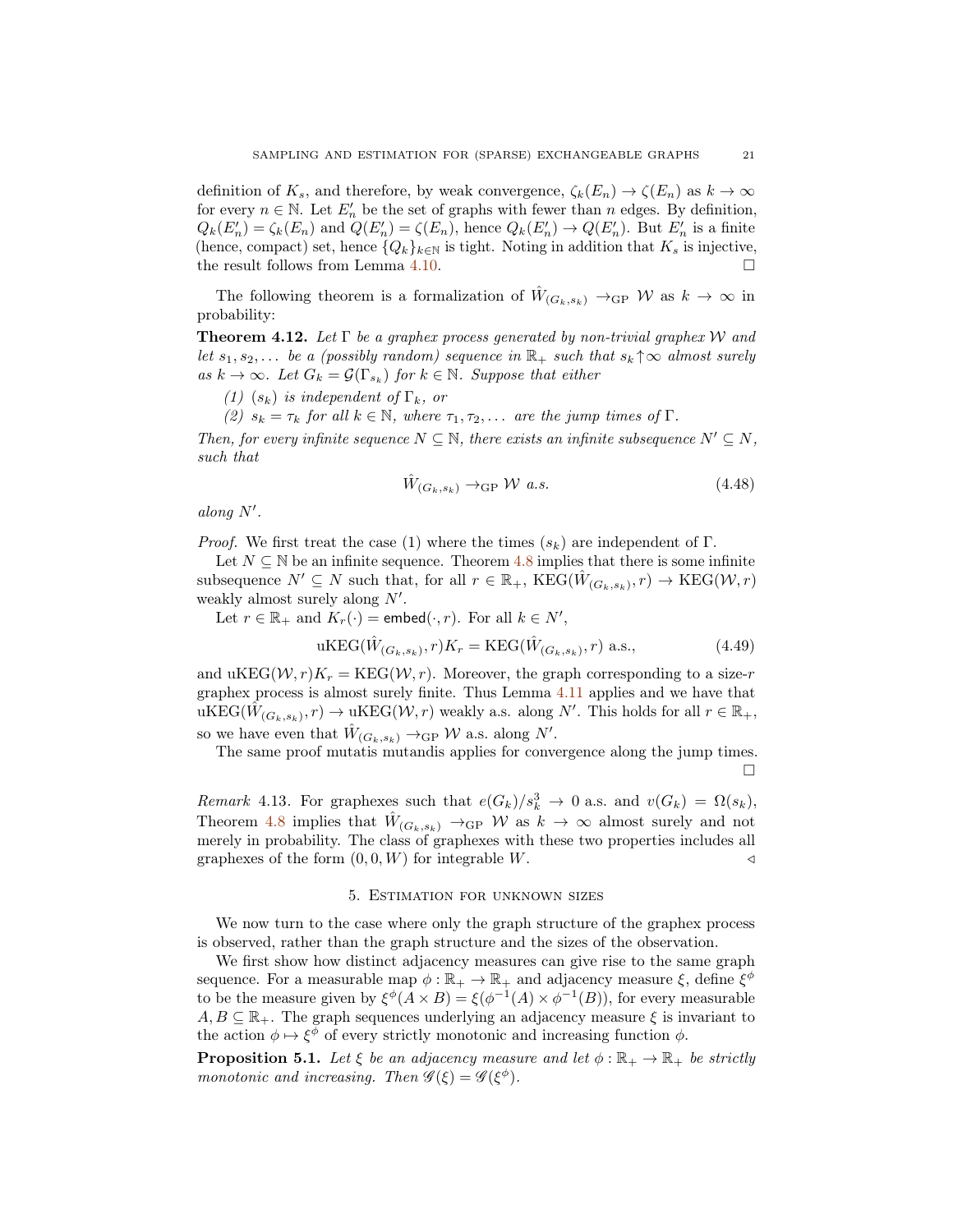definition of $K_s$, and therefore, by weak convergence, $\zeta_k(E_n) \to \zeta(E_n)$ as $k \to \infty$ for every $n \in \mathbb{N}$. Let $E'_n$ be the set of graphs with fewer than $n$ edges. By definition, $Q_k(E'_n) = \zeta_k(E_n)$ and $Q(E'_n) = \zeta(E_n)$, hence $Q_k(E'_n) \to Q(E'_n)$. But $E'_n$ is a finite (hence, compact) set, hence $\{Q_k\}_{k\in\mathbb{N}}$ is tight. Noting in addition that $K_s$ is injective, the result follows from Lemma 4.10. ☐

The following theorem is a formalization of $\hat{W}_{(G_k,s_k)} \to_{\text{GP}} \mathcal{W}$ as $k \to \infty$ in probability:

**Theorem 4.12.** *Let $\Gamma$ be a graphex process generated by non-trivial graphex $\mathcal{W}$ and let $s_1, s_2, \dots$ be a (possibly random) sequence in $\mathbb{R}_+$ such that $s_k \uparrow \infty$ almost surely as $k \to \infty$. Let $G_k = \mathcal{G}(\Gamma_{s_k})$ for $k \in \mathbb{N}$. Suppose that either*

*(1) $(s_k)$ is independent of $\Gamma_k$, or*

*(2) $s_k = \tau_k$ for all $k \in \mathbb{N}$, where $\tau_1, \tau_2, \dots$ are the jump times of $\Gamma$.*

*Then, for every infinite sequence $N \subseteq \mathbb{N}$, there exists an infinite subsequence $N' \subseteq N$, such that*

$$\hat{W}_{(G_k,s_k)} \to_{\text{GP}} \mathcal{W} \text{ a.s.} \tag{4.48}$$

*along $N'$.*

*Proof.* We first treat the case (1) where the times $(s_k)$ are independent of $\Gamma$.

Let $N \subseteq \mathbb{N}$ be an infinite sequence. Theorem 4.8 implies that there is some infinite subsequence $N' \subseteq N$ such that, for all $r \in \mathbb{R}_+$, $\text{KEG}(\hat{W}_{(G_k,s_k)}, r) \to \text{KEG}(\mathcal{W}, r)$ weakly almost surely along $N'$.

Let $r \in \mathbb{R}_+$ and $K_r(\cdot) = \mathsf{embed}(\cdot, r)$. For all $k \in N'$,

$$\text{uKEG}(\hat{W}_{(G_k,s_k)}, r)K_r = \text{KEG}(\hat{W}_{(G_k,s_k)}, r) \text{ a.s.,} \tag{4.49}$$

and $\text{uKEG}(\mathcal{W}, r)K_r = \text{KEG}(\mathcal{W}, r)$. Moreover, the graph corresponding to a size-$r$ graphex process is almost surely finite. Thus Lemma 4.11 applies and we have that $\text{uKEG}(\hat{W}_{(G_k,s_k)}, r) \to \text{uKEG}(\mathcal{W}, r)$ weakly a.s. along $N'$. This holds for all $r \in \mathbb{R}_+$, so we have even that $\hat{W}_{(G_k,s_k)} \to_{\text{GP}} \mathcal{W}$ a.s. along $N'$.

The same proof mutatis mutandis applies for convergence along the jump times. ☐

*Remark* 4.13. For graphexes such that $e(G_k)/s_k^3 \to 0$ a.s. and $v(G_k) = \Omega(s_k)$, Theorem 4.8 implies that $\hat{W}_{(G_k,s_k)} \to_{\text{GP}} \mathcal{W}$ as $k \to \infty$ almost surely and not merely in probability. The class of graphexes with these two properties includes all graphexes of the form $(0, 0, W)$ for integrable $W$. ◁

## 5. Estimation for unknown sizes

We now turn to the case where only the graph structure of the graphex process is observed, rather than the graph structure and the sizes of the observation.

We first show how distinct adjacency measures can give rise to the same graph sequence. For a measurable map $\phi : \mathbb{R}_+ \to \mathbb{R}_+$ and adjacency measure $\xi$, define $\xi^\phi$ to be the measure given by $\xi^\phi(A \times B) = \xi(\phi^{-1}(A) \times \phi^{-1}(B))$, for every measurable $A, B \subseteq \mathbb{R}_+$. The graph sequences underlying an adjacency measure $\xi$ is invariant to the action $\phi \mapsto \xi^\phi$ of every strictly monotonic and increasing function $\phi$.

**Proposition 5.1.** *Let $\xi$ be an adjacency measure and let $\phi : \mathbb{R}_+ \to \mathbb{R}_+$ be strictly monotonic and increasing. Then $\mathscr{G}(\xi) = \mathscr{G}(\xi^\phi)$.*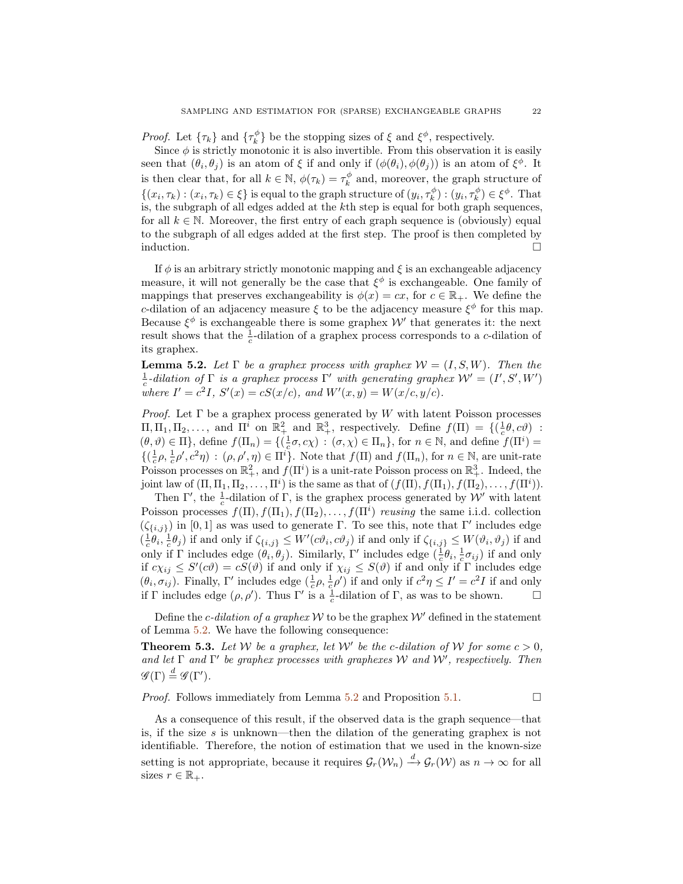*Proof.* Let $\{\tau_k\}$ and $\{\tau_k^\phi\}$ be the stopping sizes of $\xi$ and $\xi^\phi$, respectively.

Since $\phi$ is strictly monotonic it is also invertible. From this observation it is easily seen that $(\theta_i, \theta_j)$ is an atom of $\xi$ if and only if $(\phi(\theta_i), \phi(\theta_j))$ is an atom of $\xi^\phi$. It is then clear that, for all $k \in \mathbb{N}$, $\phi(\tau_k) = \tau_k^\phi$ and, moreover, the graph structure of $\{(x_i, \tau_k) : (x_i, \tau_k) \in \xi\}$ is equal to the graph structure of $(y_i, \tau_k^\phi) : (y_i, \tau_k^\phi) \in \xi^\phi$. That is, the subgraph of all edges added at the $k$th step is equal for both graph sequences, for all $k \in \mathbb{N}$. Moreover, the first entry of each graph sequence is (obviously) equal to the subgraph of all edges added at the first step. The proof is then completed by induction. □

If $\phi$ is an arbitrary strictly monotonic mapping and $\xi$ is an exchangeable adjacency measure, it will not generally be the case that $\xi^\phi$ is exchangeable. One family of mappings that preserves exchangeability is $\phi(x) = cx$, for $c \in \mathbb{R}_+$. We define the $c$-dilation of an adjacency measure $\xi$ to be the adjacency measure $\xi^\phi$ for this map. Because $\xi^\phi$ is exchangeable there is some graphex $\mathcal{W}'$ that generates it: the next result shows that the $\frac{1}{c}$-dilation of a graphex process corresponds to a $c$-dilation of its graphex.

**Lemma 5.2.** *Let $\Gamma$ be a graphex process with graphex $\mathcal{W} = (I, S, W)$. Then the $\frac{1}{c}$-dilation of $\Gamma$ is a graphex process $\Gamma'$ with generating graphex $\mathcal{W}' = (I', S', W')$ where $I' = c^2 I$, $S'(x) = cS(x/c)$, and $W'(x,y) = W(x/c, y/c)$.*

*Proof.* Let $\Gamma$ be a graphex process generated by $W$ with latent Poisson processes $\Pi, \Pi_1, \Pi_2, \ldots,$ and $\Pi^i$ on $\mathbb{R}_+^2$ and $\mathbb{R}_+^3$, respectively. Define $f(\Pi) = \{(\frac{1}{c}\theta, c\vartheta) : (\theta, \vartheta) \in \Pi\}$, define $f(\Pi_n) = \{(\frac{1}{c}\sigma, c\chi) : (\sigma, \chi) \in \Pi_n\}$, for $n \in \mathbb{N}$, and define $f(\Pi^i) = \{(\frac{1}{c}\rho, \frac{1}{c}\rho', c^2\eta) : (\rho, \rho', \eta) \in \Pi^i\}$. Note that $f(\Pi)$ and $f(\Pi_n)$, for $n \in \mathbb{N}$, are unit-rate Poisson processes on $\mathbb{R}_+^2$, and $f(\Pi^i)$ is a unit-rate Poisson process on $\mathbb{R}_+^3$. Indeed, the joint law of $(\Pi, \Pi_1, \Pi_2, \ldots, \Pi^i)$ is the same as that of $(f(\Pi), f(\Pi_1), f(\Pi_2), \ldots, f(\Pi^i))$.

Then $\Gamma'$, the $\frac{1}{c}$-dilation of $\Gamma$, is the graphex process generated by $\mathcal{W}'$ with latent Poisson processes $f(\Pi), f(\Pi_1), f(\Pi_2), \ldots, f(\Pi^i)$ *reusing* the same i.i.d. collection $(\zeta_{\{i,j\}})$ in $[0,1]$ as was used to generate $\Gamma$. To see this, note that $\Gamma'$ includes edge $(\frac{1}{c}\theta_i, \frac{1}{c}\theta_j)$ if and only if $\zeta_{\{i,j\}} \leq W'(c\vartheta_i, c\vartheta_j)$ if and only if $\zeta_{\{i,j\}} \leq W(\vartheta_i, \vartheta_j)$ if and only if $\Gamma$ includes edge $(\theta_i, \theta_j)$. Similarly, $\Gamma'$ includes edge $(\frac{1}{c}\theta_i, \frac{1}{c}\sigma_{ij})$ if and only if $c\chi_{ij} \leq S'(c\vartheta) = cS(\vartheta)$ if and only if $\chi_{ij} \leq S(\vartheta)$ if and only if $\Gamma$ includes edge $(\theta_i, \sigma_{ij})$. Finally, $\Gamma'$ includes edge $(\frac{1}{c}\rho, \frac{1}{c}\rho')$ if and only if $c^2\eta \leq I' = c^2 I$ if and only if $\Gamma$ includes edge $(\rho, \rho')$. Thus $\Gamma'$ is a $\frac{1}{c}$-dilation of $\Gamma$, as was to be shown. □

Define the *$c$-dilation of a graphex* $\mathcal{W}$ to be the graphex $\mathcal{W}'$ defined in the statement of Lemma 5.2. We have the following consequence:

**Theorem 5.3.** *Let $\mathcal{W}$ be a graphex, let $\mathcal{W}'$ be the $c$-dilation of $\mathcal{W}$ for some $c > 0$, and let $\Gamma$ and $\Gamma'$ be graphex processes with graphexes $\mathcal{W}$ and $\mathcal{W}'$, respectively. Then $\mathscr{G}(\Gamma) \overset{d}{=} \mathscr{G}(\Gamma')$.*

*Proof.* Follows immediately from Lemma 5.2 and Proposition 5.1. □

As a consequence of this result, if the observed data is the graph sequence—that is, if the size $s$ is unknown—then the dilation of the generating graphex is not identifiable. Therefore, the notion of estimation that we used in the known-size setting is not appropriate, because it requires $\mathcal{G}_r(\mathcal{W}_n) \xrightarrow{d} \mathcal{G}_r(\mathcal{W})$ as $n \to \infty$ for all sizes $r \in \mathbb{R}_+$.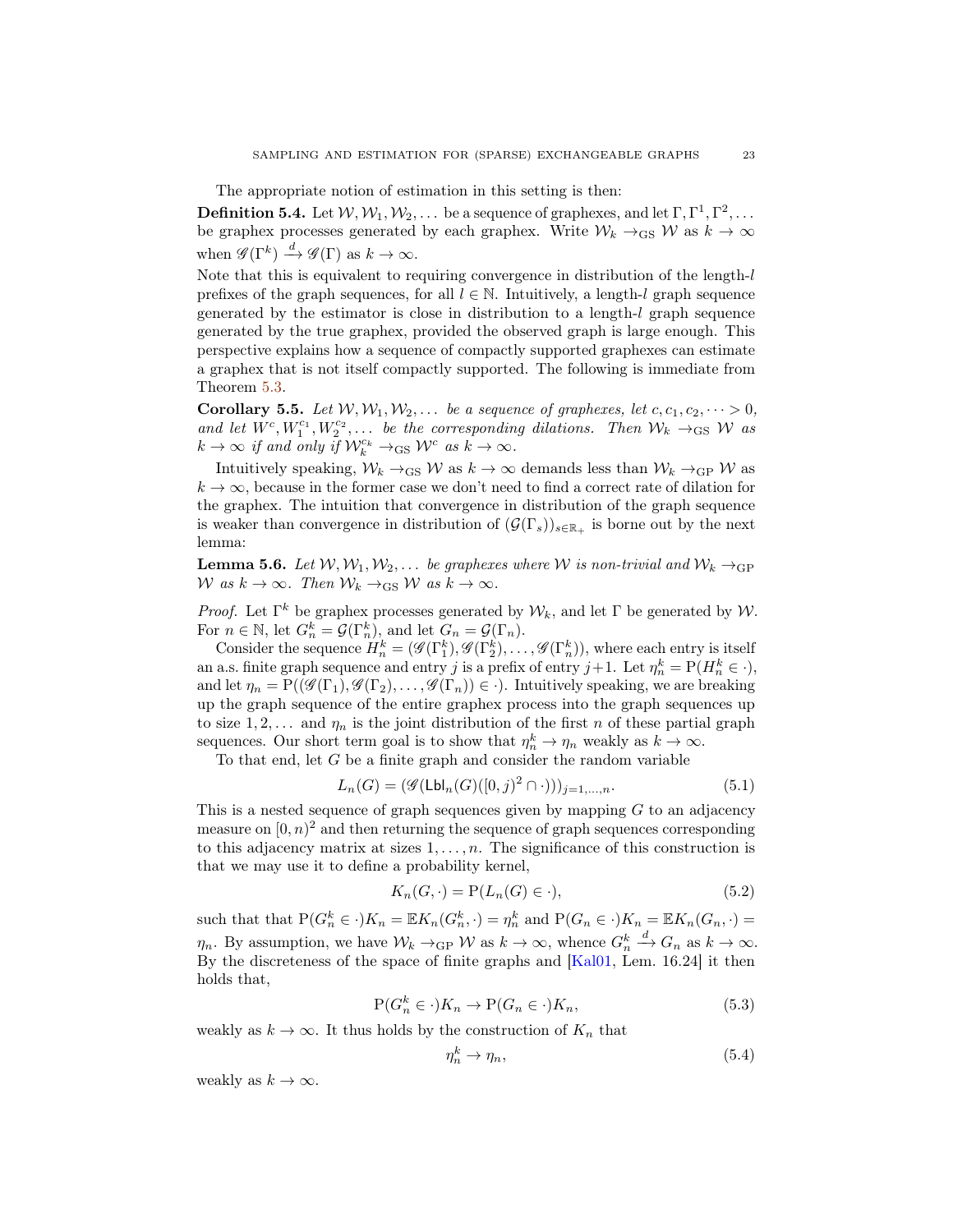The appropriate notion of estimation in this setting is then:

**Definition 5.4.** Let $\mathcal{W}, \mathcal{W}_1, \mathcal{W}_2, \dots$ be a sequence of graphexes, and let $\Gamma, \Gamma^1, \Gamma^2, \dots$ be graphex processes generated by each graphex. Write $\mathcal{W}_k \to_{\mathrm{GS}} \mathcal{W}$ as $k \to \infty$ when $\mathscr{G}(\Gamma^k) \xrightarrow{d} \mathscr{G}(\Gamma)$ as $k \to \infty$.

Note that this is equivalent to requiring convergence in distribution of the length-$l$ prefixes of the graph sequences, for all $l \in \mathbb{N}$. Intuitively, a length-$l$ graph sequence generated by the estimator is close in distribution to a length-$l$ graph sequence generated by the true graphex, provided the observed graph is large enough. This perspective explains how a sequence of compactly supported graphexes can estimate a graphex that is not itself compactly supported. The following is immediate from Theorem 5.3.

**Corollary 5.5.** *Let $\mathcal{W}, \mathcal{W}_1, \mathcal{W}_2, \dots$ be a sequence of graphexes, let $c, c_1, c_2, \dots > 0$, and let $W^c, W_1^{c_1}, W_2^{c_2}, \dots$ be the corresponding dilations. Then $\mathcal{W}_k \to_{\mathrm{GS}} \mathcal{W}$ as $k \to \infty$ if and only if $\mathcal{W}_k^{c_k} \to_{\mathrm{GS}} \mathcal{W}^c$ as $k \to \infty$.*

Intuitively speaking, $\mathcal{W}_k \to_{\mathrm{GS}} \mathcal{W}$ as $k \to \infty$ demands less than $\mathcal{W}_k \to_{\mathrm{GP}} \mathcal{W}$ as $k \to \infty$, because in the former case we don't need to find a correct rate of dilation for the graphex. The intuition that convergence in distribution of the graph sequence is weaker than convergence in distribution of $(\mathcal{G}(\Gamma_s))_{s \in \mathbb{R}_+}$ is borne out by the next lemma:

**Lemma 5.6.** *Let $\mathcal{W}, \mathcal{W}_1, \mathcal{W}_2, \dots$ be graphexes where $\mathcal{W}$ is non-trivial and $\mathcal{W}_k \to_{\mathrm{GP}} \mathcal{W}$ as $k \to \infty$. Then $\mathcal{W}_k \to_{\mathrm{GS}} \mathcal{W}$ as $k \to \infty$.*

*Proof.* Let $\Gamma^k$ be graphex processes generated by $\mathcal{W}_k$, and let $\Gamma$ be generated by $\mathcal{W}$. For $n \in \mathbb{N}$, let $G_n^k = \mathcal{G}(\Gamma_n^k)$, and let $G_n = \mathcal{G}(\Gamma_n)$.

Consider the sequence $H_n^k = (\mathscr{G}(\Gamma_1^k), \mathscr{G}(\Gamma_2^k), \dots, \mathscr{G}(\Gamma_n^k))$, where each entry is itself an a.s. finite graph sequence and entry $j$ is a prefix of entry $j+1$. Let $\eta_n^k = \mathrm{P}(H_n^k \in \cdot)$, and let $\eta_n = \mathrm{P}((\mathscr{G}(\Gamma_1), \mathscr{G}(\Gamma_2), \dots, \mathscr{G}(\Gamma_n)) \in \cdot)$. Intuitively speaking, we are breaking up the graph sequence of the entire graphex process into the graph sequences up to size $1, 2, \dots$ and $\eta_n$ is the joint distribution of the first $n$ of these partial graph sequences. Our short term goal is to show that $\eta_n^k \to \eta_n$ weakly as $k \to \infty$.

To that end, let $G$ be a finite graph and consider the random variable

$$L_n(G) = (\mathscr{G}(\mathsf{Lbl}_n(G)([0,j)^2 \cap \cdot)))_{j=1,\dots,n}. \tag{5.1}$$

This is a nested sequence of graph sequences given by mapping $G$ to an adjacency measure on $[0,n)^2$ and then returning the sequence of graph sequences corresponding to this adjacency matrix at sizes $1, \dots, n$. The significance of this construction is that we may use it to define a probability kernel,

$$K_n(G, \cdot) = \mathrm{P}(L_n(G) \in \cdot), \tag{5.2}$$

such that that $\mathrm{P}(G_n^k \in \cdot)K_n = \mathbb{E}K_n(G_n^k, \cdot) = \eta_n^k$ and $\mathrm{P}(G_n \in \cdot)K_n = \mathbb{E}K_n(G_n, \cdot) = \eta_n$. By assumption, we have $\mathcal{W}_k \to_{\mathrm{GP}} \mathcal{W}$ as $k \to \infty$, whence $G_n^k \xrightarrow{d} G_n$ as $k \to \infty$. By the discreteness of the space of finite graphs and [Kal01, Lem. 16.24] it then holds that,

$$\mathrm{P}(G_n^k \in \cdot)K_n \to \mathrm{P}(G_n \in \cdot)K_n, \tag{5.3}$$

weakly as $k \to \infty$. It thus holds by the construction of $K_n$ that

$$\eta_n^k \to \eta_n, \tag{5.4}$$

weakly as $k \to \infty$.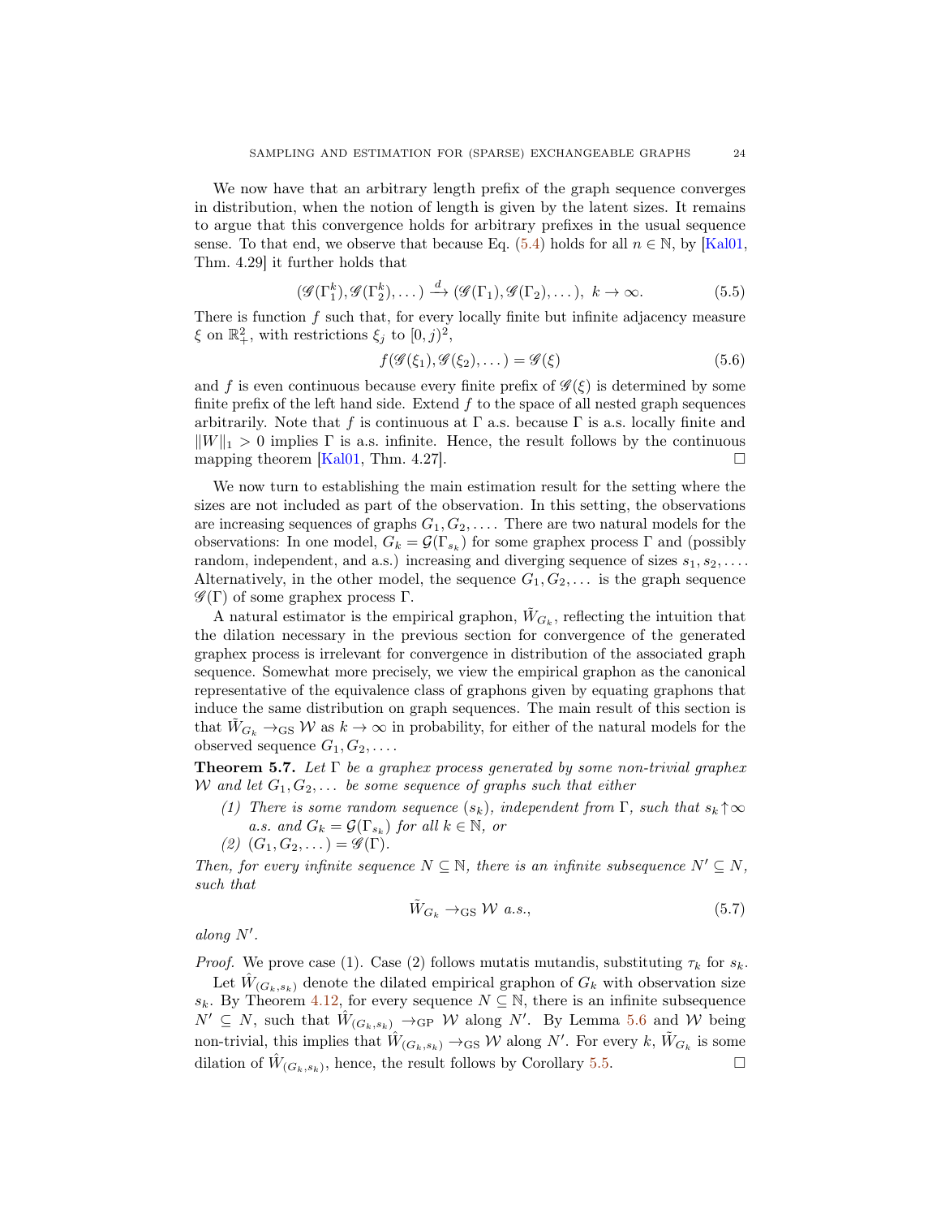We now have that an arbitrary length prefix of the graph sequence converges in distribution, when the notion of length is given by the latent sizes. It remains to argue that this convergence holds for arbitrary prefixes in the usual sequence sense. To that end, we observe that because Eq. (5.4) holds for all $n \in \mathbb{N}$, by [Kal01, Thm. 4.29] it further holds that

$$(\mathscr{G}(\Gamma_1^k), \mathscr{G}(\Gamma_2^k), \dots) \xrightarrow{d} (\mathscr{G}(\Gamma_1), \mathscr{G}(\Gamma_2), \dots),\ k \to \infty. \tag{5.5}$$

There is function $f$ such that, for every locally finite but infinite adjacency measure $\xi$ on $\mathbb{R}_+^2$, with restrictions $\xi_j$ to $[0, j)^2$,

$$f(\mathscr{G}(\xi_1), \mathscr{G}(\xi_2), \dots) = \mathscr{G}(\xi) \tag{5.6}$$

and $f$ is even continuous because every finite prefix of $\mathscr{G}(\xi)$ is determined by some finite prefix of the left hand side. Extend $f$ to the space of all nested graph sequences arbitrarily. Note that $f$ is continuous at $\Gamma$ a.s. because $\Gamma$ is a.s. locally finite and $\|W\|_1 > 0$ implies $\Gamma$ is a.s. infinite. Hence, the result follows by the continuous mapping theorem [Kal01, Thm. 4.27]. □

We now turn to establishing the main estimation result for the setting where the sizes are not included as part of the observation. In this setting, the observations are increasing sequences of graphs $G_1, G_2, \dots$. There are two natural models for the observations: In one model, $G_k = \mathcal{G}(\Gamma_{s_k})$ for some graphex process $\Gamma$ and (possibly random, independent, and a.s.) increasing and diverging sequence of sizes $s_1, s_2, \dots$. Alternatively, in the other model, the sequence $G_1, G_2, \dots$ is the graph sequence $\mathscr{G}(\Gamma)$ of some graphex process $\Gamma$.

A natural estimator is the empirical graphon, $\tilde{W}_{G_k}$, reflecting the intuition that the dilation necessary in the previous section for convergence of the generated graphex process is irrelevant for convergence in distribution of the associated graph sequence. Somewhat more precisely, we view the empirical graphon as the canonical representative of the equivalence class of graphons given by equating graphons that induce the same distribution on graph sequences. The main result of this section is that $\tilde{W}_{G_k} \to_{\mathrm{GS}} \mathcal{W}$ as $k \to \infty$ in probability, for either of the natural models for the observed sequence $G_1, G_2, \dots$.

**Theorem 5.7.** *Let $\Gamma$ be a graphex process generated by some non-trivial graphex $\mathcal{W}$ and let $G_1, G_2, \dots$ be some sequence of graphs such that either*

*(1) There is some random sequence $(s_k)$, independent from $\Gamma$, such that $s_k \uparrow \infty$ a.s. and $G_k = \mathcal{G}(\Gamma_{s_k})$ for all $k \in \mathbb{N}$, or*

*(2) $(G_1, G_2, \dots) = \mathscr{G}(\Gamma)$.*

*Then, for every infinite sequence $N \subseteq \mathbb{N}$, there is an infinite subsequence $N' \subseteq N$, such that*

$$\tilde{W}_{G_k} \to_{\mathrm{GS}} \mathcal{W} \text{ a.s.}, \tag{5.7}$$

*along $N'$.*

*Proof.* We prove case (1). Case (2) follows mutatis mutandis, substituting $\tau_k$ for $s_k$.

Let $\hat{W}_{(G_k, s_k)}$ denote the dilated empirical graphon of $G_k$ with observation size $s_k$. By Theorem 4.12, for every sequence $N \subseteq \mathbb{N}$, there is an infinite subsequence $N' \subseteq N$, such that $\hat{W}_{(G_k, s_k)} \to_{\mathrm{GP}} \mathcal{W}$ along $N'$. By Lemma 5.6 and $\mathcal{W}$ being non-trivial, this implies that $\hat{W}_{(G_k, s_k)} \to_{\mathrm{GS}} \mathcal{W}$ along $N'$. For every $k$, $\tilde{W}_{G_k}$ is some dilation of $\hat{W}_{(G_k, s_k)}$, hence, the result follows by Corollary 5.5. □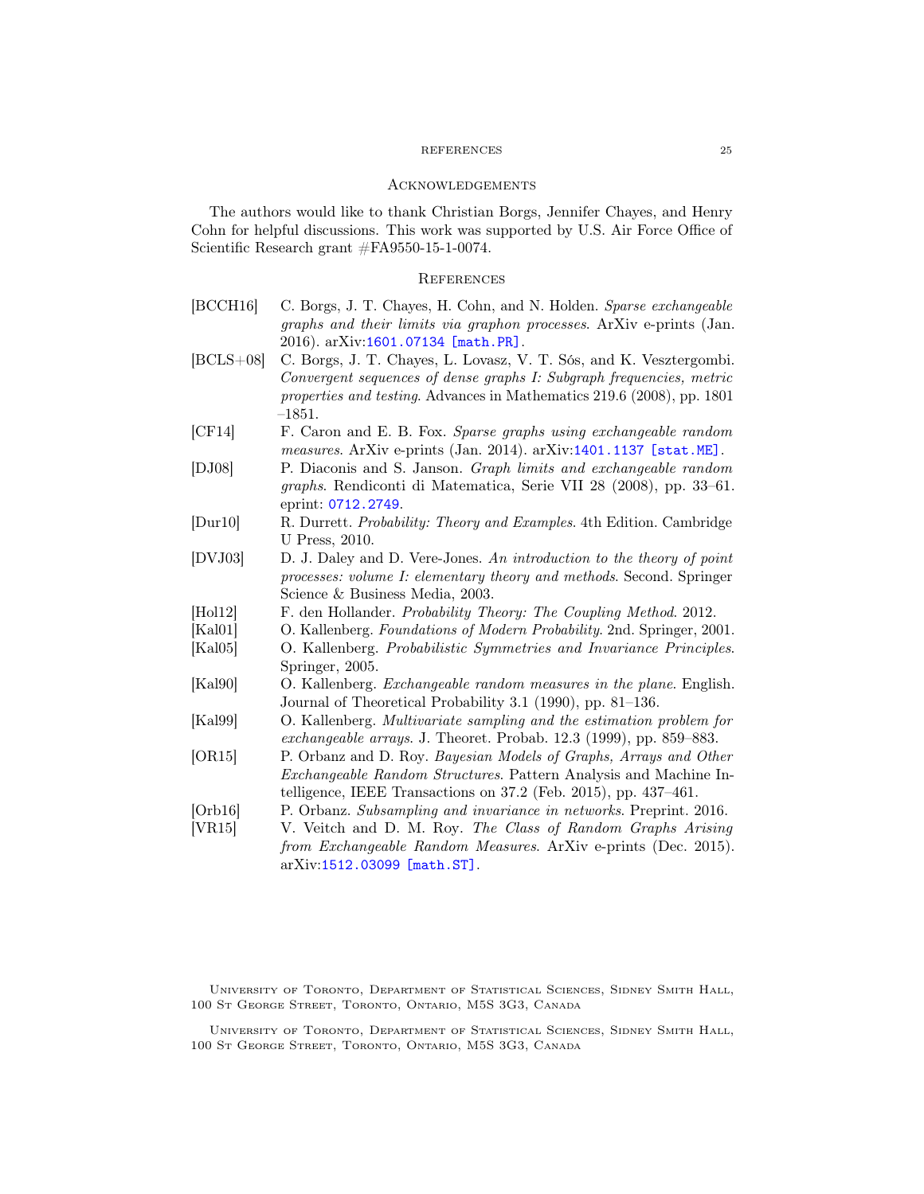## Acknowledgements

The authors would like to thank Christian Borgs, Jennifer Chayes, and Henry Cohn for helpful discussions. This work was supported by U.S. Air Force Office of Scientific Research grant #FA9550-15-1-0074.

## References

[BCCH16] C. Borgs, J. T. Chayes, H. Cohn, and N. Holden. *Sparse exchangeable graphs and their limits via graphon processes*. ArXiv e-prints (Jan. 2016). arXiv:1601.07134 [math.PR].

[BCLS+08] C. Borgs, J. T. Chayes, L. Lovasz, V. T. Sós, and K. Vesztergombi. *Convergent sequences of dense graphs I: Subgraph frequencies, metric properties and testing*. Advances in Mathematics 219.6 (2008), pp. 1801–1851.

[CF14] F. Caron and E. B. Fox. *Sparse graphs using exchangeable random measures*. ArXiv e-prints (Jan. 2014). arXiv:1401.1137 [stat.ME].

[DJ08] P. Diaconis and S. Janson. *Graph limits and exchangeable random graphs*. Rendiconti di Matematica, Serie VII 28 (2008), pp. 33–61. eprint: 0712.2749.

[Dur10] R. Durrett. *Probability: Theory and Examples*. 4th Edition. Cambridge U Press, 2010.

[DVJ03] D. J. Daley and D. Vere-Jones. *An introduction to the theory of point processes: volume I: elementary theory and methods*. Second. Springer Science & Business Media, 2003.

[Hol12] F. den Hollander. *Probability Theory: The Coupling Method*. 2012.

[Kal01] O. Kallenberg. *Foundations of Modern Probability*. 2nd. Springer, 2001.

[Kal05] O. Kallenberg. *Probabilistic Symmetries and Invariance Principles*. Springer, 2005.

[Kal90] O. Kallenberg. *Exchangeable random measures in the plane*. English. Journal of Theoretical Probability 3.1 (1990), pp. 81–136.

[Kal99] O. Kallenberg. *Multivariate sampling and the estimation problem for exchangeable arrays*. J. Theoret. Probab. 12.3 (1999), pp. 859–883.

[OR15] P. Orbanz and D. Roy. *Bayesian Models of Graphs, Arrays and Other Exchangeable Random Structures*. Pattern Analysis and Machine Intelligence, IEEE Transactions on 37.2 (Feb. 2015), pp. 437–461.

[Orb16] P. Orbanz. *Subsampling and invariance in networks*. Preprint. 2016.

[VR15] V. Veitch and D. M. Roy. *The Class of Random Graphs Arising from Exchangeable Random Measures*. ArXiv e-prints (Dec. 2015). arXiv:1512.03099 [math.ST].

University of Toronto, Department of Statistical Sciences, Sidney Smith Hall, 100 St George Street, Toronto, Ontario, M5S 3G3, Canada

University of Toronto, Department of Statistical Sciences, Sidney Smith Hall, 100 St George Street, Toronto, Ontario, M5S 3G3, Canada